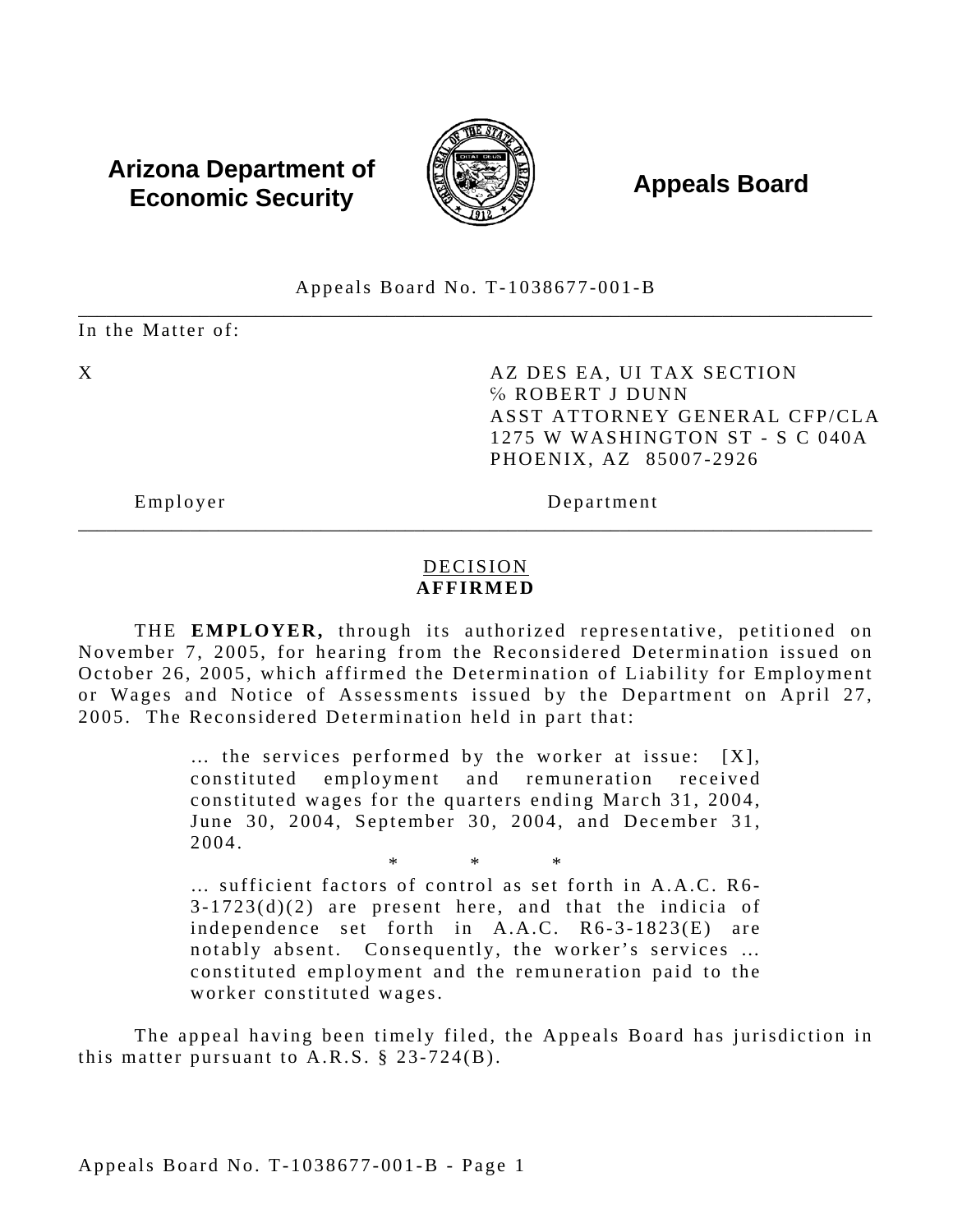**Arizona Department of Economic Security** **Appeals Board**

Appeals Board No. T-1038677-001-B

---

In the Matter of:

| | |
|---|---|
| X | AZ DES EA, UI TAX SECTION<br>℅ ROBERT J DUNN<br>ASST ATTORNEY GENERAL CFP/CLA<br>1275 W WASHINGTON ST - S C 040A<br>PHOENIX, AZ 85007-2926 |
| Employer | Department |

---

## DECISION
**AFFIRMED**

THE **EMPLOYER,** through its authorized representative, petitioned on November 7, 2005, for hearing from the Reconsidered Determination issued on October 26, 2005, which affirmed the Determination of Liability for Employment or Wages and Notice of Assessments issued by the Department on April 27, 2005. The Reconsidered Determination held in part that:

> ... the services performed by the worker at issue: [X], constituted employment and remuneration received constituted wages for the quarters ending March 31, 2004, June 30, 2004, September 30, 2004, and December 31, 2004.
>
> \* \* \*
>
> ... sufficient factors of control as set forth in A.A.C. R6-3-1723(d)(2) are present here, and that the indicia of independence set forth in A.A.C. R6-3-1823(E) are notably absent. Consequently, the worker's services ... constituted employment and the remuneration paid to the worker constituted wages.

The appeal having been timely filed, the Appeals Board has jurisdiction in this matter pursuant to A.R.S. § 23-724(B).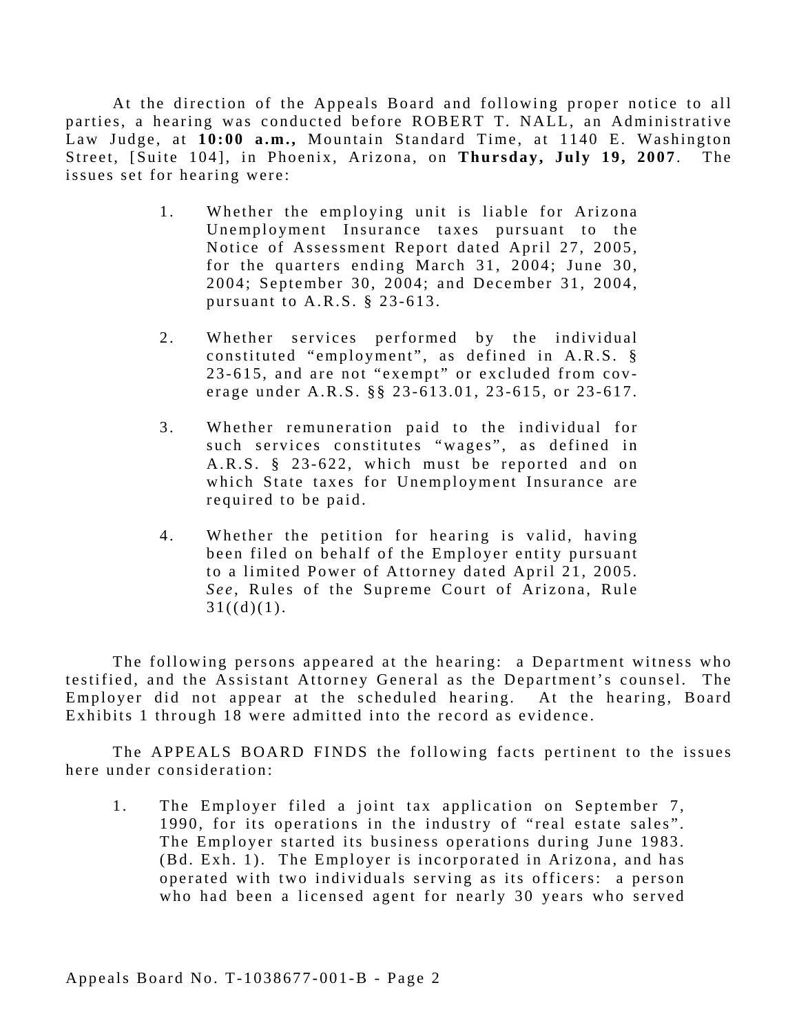At the direction of the Appeals Board and following proper notice to all parties, a hearing was conducted before ROBERT T. NALL, an Administrative Law Judge, at **10:00 a.m.,** Mountain Standard Time, at 1140 E. Washington Street, [Suite 104], in Phoenix, Arizona, on **Thursday, July 19, 2007**. The issues set for hearing were:

1. Whether the employing unit is liable for Arizona Unemployment Insurance taxes pursuant to the Notice of Assessment Report dated April 27, 2005, for the quarters ending March 31, 2004; June 30, 2004; September 30, 2004; and December 31, 2004, pursuant to A.R.S. § 23-613.

2. Whether services performed by the individual constituted "employment", as defined in A.R.S. § 23-615, and are not "exempt" or excluded from coverage under A.R.S. §§ 23-613.01, 23-615, or 23-617.

3. Whether remuneration paid to the individual for such services constitutes "wages", as defined in A.R.S. § 23-622, which must be reported and on which State taxes for Unemployment Insurance are required to be paid.

4. Whether the petition for hearing is valid, having been filed on behalf of the Employer entity pursuant to a limited Power of Attorney dated April 21, 2005. *See*, Rules of the Supreme Court of Arizona, Rule 31((d)(1).

The following persons appeared at the hearing: a Department witness who testified, and the Assistant Attorney General as the Department's counsel. The Employer did not appear at the scheduled hearing. At the hearing, Board Exhibits 1 through 18 were admitted into the record as evidence.

The APPEALS BOARD FINDS the following facts pertinent to the issues here under consideration:

1. The Employer filed a joint tax application on September 7, 1990, for its operations in the industry of "real estate sales". The Employer started its business operations during June 1983. (Bd. Exh. 1). The Employer is incorporated in Arizona, and has operated with two individuals serving as its officers: a person who had been a licensed agent for nearly 30 years who served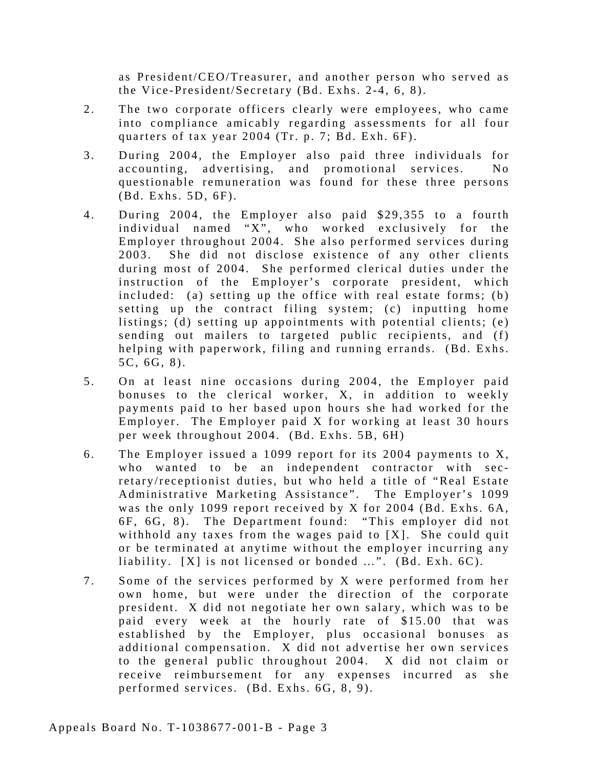as President/CEO/Treasurer, and another person who served as the Vice-President/Secretary (Bd. Exhs. 2-4, 6, 8).

2. The two corporate officers clearly were employees, who came into compliance amicably regarding assessments for all four quarters of tax year 2004 (Tr. p. 7; Bd. Exh. 6F).

3. During 2004, the Employer also paid three individuals for accounting, advertising, and promotional services. No questionable remuneration was found for these three persons (Bd. Exhs. 5D, 6F).

4. During 2004, the Employer also paid $29,355 to a fourth individual named "X", who worked exclusively for the Employer throughout 2004. She also performed services during 2003. She did not disclose existence of any other clients during most of 2004. She performed clerical duties under the instruction of the Employer's corporate president, which included: (a) setting up the office with real estate forms; (b) setting up the contract filing system; (c) inputting home listings; (d) setting up appointments with potential clients; (e) sending out mailers to targeted public recipients, and (f) helping with paperwork, filing and running errands. (Bd. Exhs. 5C, 6G, 8).

5. On at least nine occasions during 2004, the Employer paid bonuses to the clerical worker, X, in addition to weekly payments paid to her based upon hours she had worked for the Employer. The Employer paid X for working at least 30 hours per week throughout 2004. (Bd. Exhs. 5B, 6H)

6. The Employer issued a 1099 report for its 2004 payments to X, who wanted to be an independent contractor with secretary/receptionist duties, but who held a title of "Real Estate Administrative Marketing Assistance". The Employer's 1099 was the only 1099 report received by X for 2004 (Bd. Exhs. 6A, 6F, 6G, 8). The Department found: "This employer did not withhold any taxes from the wages paid to [X]. She could quit or be terminated at anytime without the employer incurring any liability. [X] is not licensed or bonded ...". (Bd. Exh. 6C).

7. Some of the services performed by X were performed from her own home, but were under the direction of the corporate president. X did not negotiate her own salary, which was to be paid every week at the hourly rate of $15.00 that was established by the Employer, plus occasional bonuses as additional compensation. X did not advertise her own services to the general public throughout 2004. X did not claim or receive reimbursement for any expenses incurred as she performed services. (Bd. Exhs. 6G, 8, 9).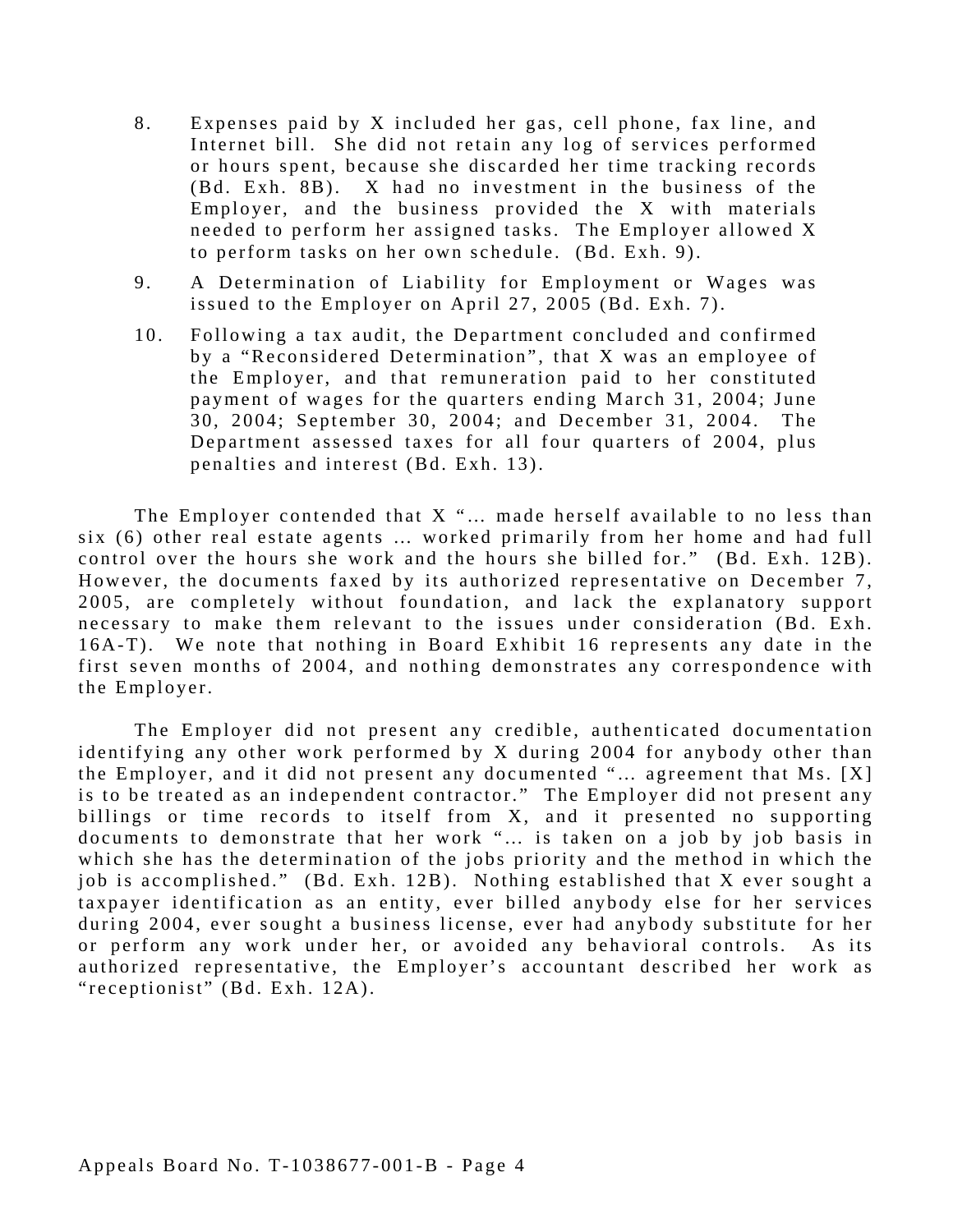8. Expenses paid by X included her gas, cell phone, fax line, and Internet bill. She did not retain any log of services performed or hours spent, because she discarded her time tracking records (Bd. Exh. 8B). X had no investment in the business of the Employer, and the business provided the X with materials needed to perform her assigned tasks. The Employer allowed X to perform tasks on her own schedule. (Bd. Exh. 9).

9. A Determination of Liability for Employment or Wages was issued to the Employer on April 27, 2005 (Bd. Exh. 7).

10. Following a tax audit, the Department concluded and confirmed by a "Reconsidered Determination", that X was an employee of the Employer, and that remuneration paid to her constituted payment of wages for the quarters ending March 31, 2004; June 30, 2004; September 30, 2004; and December 31, 2004. The Department assessed taxes for all four quarters of 2004, plus penalties and interest (Bd. Exh. 13).

The Employer contended that X "… made herself available to no less than six (6) other real estate agents … worked primarily from her home and had full control over the hours she work and the hours she billed for." (Bd. Exh. 12B). However, the documents faxed by its authorized representative on December 7, 2005, are completely without foundation, and lack the explanatory support necessary to make them relevant to the issues under consideration (Bd. Exh. 16A-T). We note that nothing in Board Exhibit 16 represents any date in the first seven months of 2004, and nothing demonstrates any correspondence with the Employer.

The Employer did not present any credible, authenticated documentation identifying any other work performed by X during 2004 for anybody other than the Employer, and it did not present any documented "… agreement that Ms. [X] is to be treated as an independent contractor." The Employer did not present any billings or time records to itself from X, and it presented no supporting documents to demonstrate that her work "… is taken on a job by job basis in which she has the determination of the jobs priority and the method in which the job is accomplished." (Bd. Exh. 12B). Nothing established that X ever sought a taxpayer identification as an entity, ever billed anybody else for her services during 2004, ever sought a business license, ever had anybody substitute for her or perform any work under her, or avoided any behavioral controls. As its authorized representative, the Employer's accountant described her work as "receptionist" (Bd. Exh. 12A).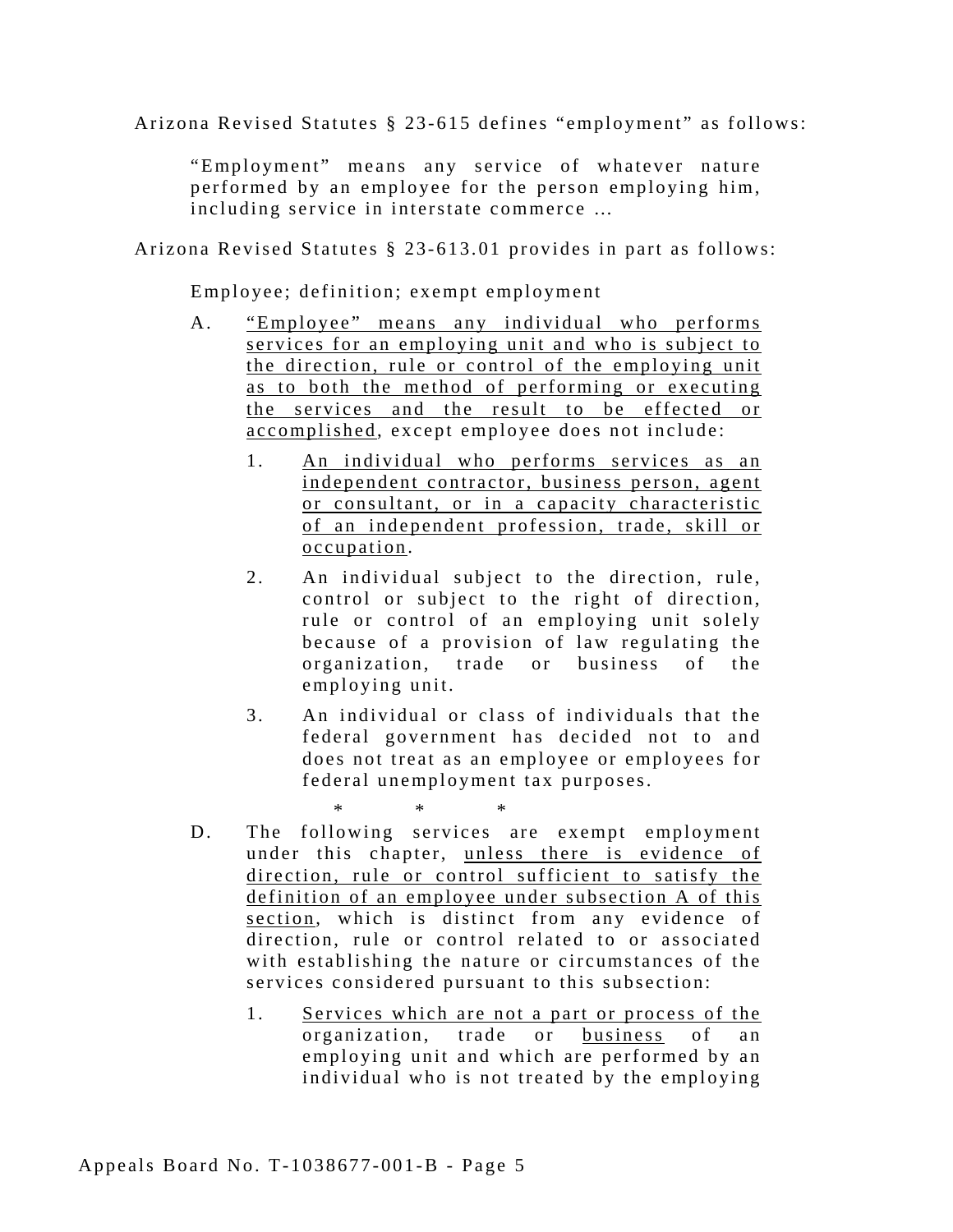Arizona Revised Statutes § 23-615 defines "employment" as follows:

> "Employment" means any service of whatever nature performed by an employee for the person employing him, including service in interstate commerce ...

Arizona Revised Statutes § 23-613.01 provides in part as follows:

> Employee; definition; exempt employment
>
> A. <u>"Employee" means any individual who performs services for an employing unit and who is subject to the direction, rule or control of the employing unit as to both the method of performing or executing the services and the result to be effected or accomplished</u>, except employee does not include:
>
> 1. <u>An individual who performs services as an independent contractor, business person, agent or consultant, or in a capacity characteristic of an independent profession, trade, skill or occupation</u>.
> 2. An individual subject to the direction, rule, control or subject to the right of direction, rule or control of an employing unit solely because of a provision of law regulating the organization, trade or business of the employing unit.
> 3. An individual or class of individuals that the federal government has decided not to and does not treat as an employee or employees for federal unemployment tax purposes.
>
> \* \* \*
>
> D. The following services are exempt employment under this chapter, <u>unless there is evidence of direction, rule or control sufficient to satisfy the definition of an employee under subsection A of this section</u>, which is distinct from any evidence of direction, rule or control related to or associated with establishing the nature or circumstances of the services considered pursuant to this subsection:
>
> 1. <u>Services which are not a part or process of the</u> organization, trade or <u>business</u> of an employing unit and which are performed by an individual who is not treated by the employing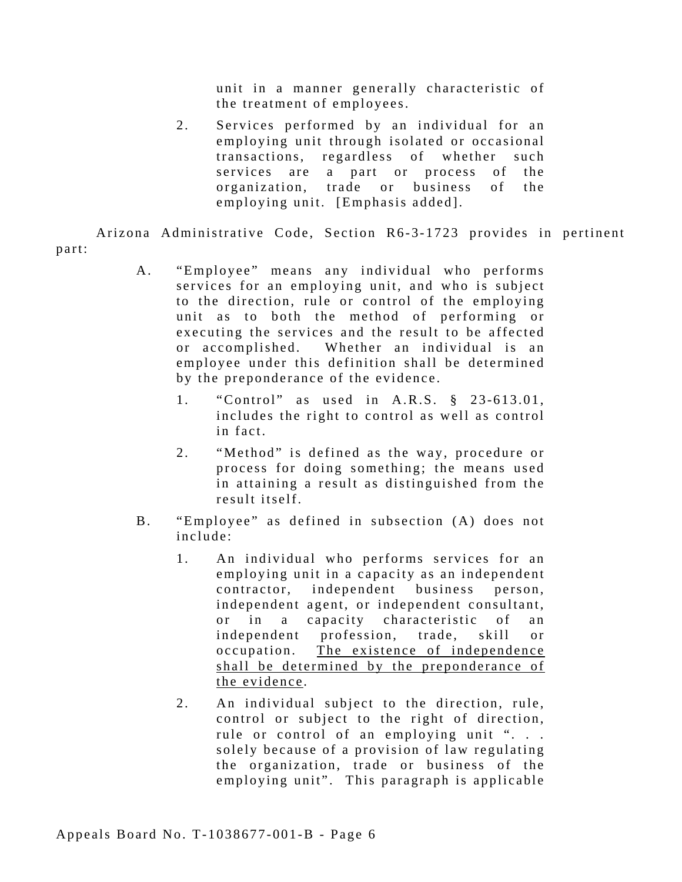unit in a manner generally characteristic of the treatment of employees.

2. Services performed by an individual for an employing unit through isolated or occasional transactions, regardless of whether such services are a part or process of the organization, trade or business of the employing unit. [Emphasis added].

Arizona Administrative Code, Section R6-3-1723 provides in pertinent part:

A. "Employee" means any individual who performs services for an employing unit, and who is subject to the direction, rule or control of the employing unit as to both the method of performing or executing the services and the result to be affected or accomplished. Whether an individual is an employee under this definition shall be determined by the preponderance of the evidence.

   1. "Control" as used in A.R.S. § 23-613.01, includes the right to control as well as control in fact.

   2. "Method" is defined as the way, procedure or process for doing something; the means used in attaining a result as distinguished from the result itself.

B. "Employee" as defined in subsection (A) does not include:

   1. An individual who performs services for an employing unit in a capacity as an independent contractor, independent business person, independent agent, or independent consultant, or in a capacity characteristic of an independent profession, trade, skill or occupation. <u>The existence of independence shall be determined by the preponderance of the evidence</u>.

   2. An individual subject to the direction, rule, control or subject to the right of direction, rule or control of an employing unit ". . . solely because of a provision of law regulating the organization, trade or business of the employing unit". This paragraph is applicable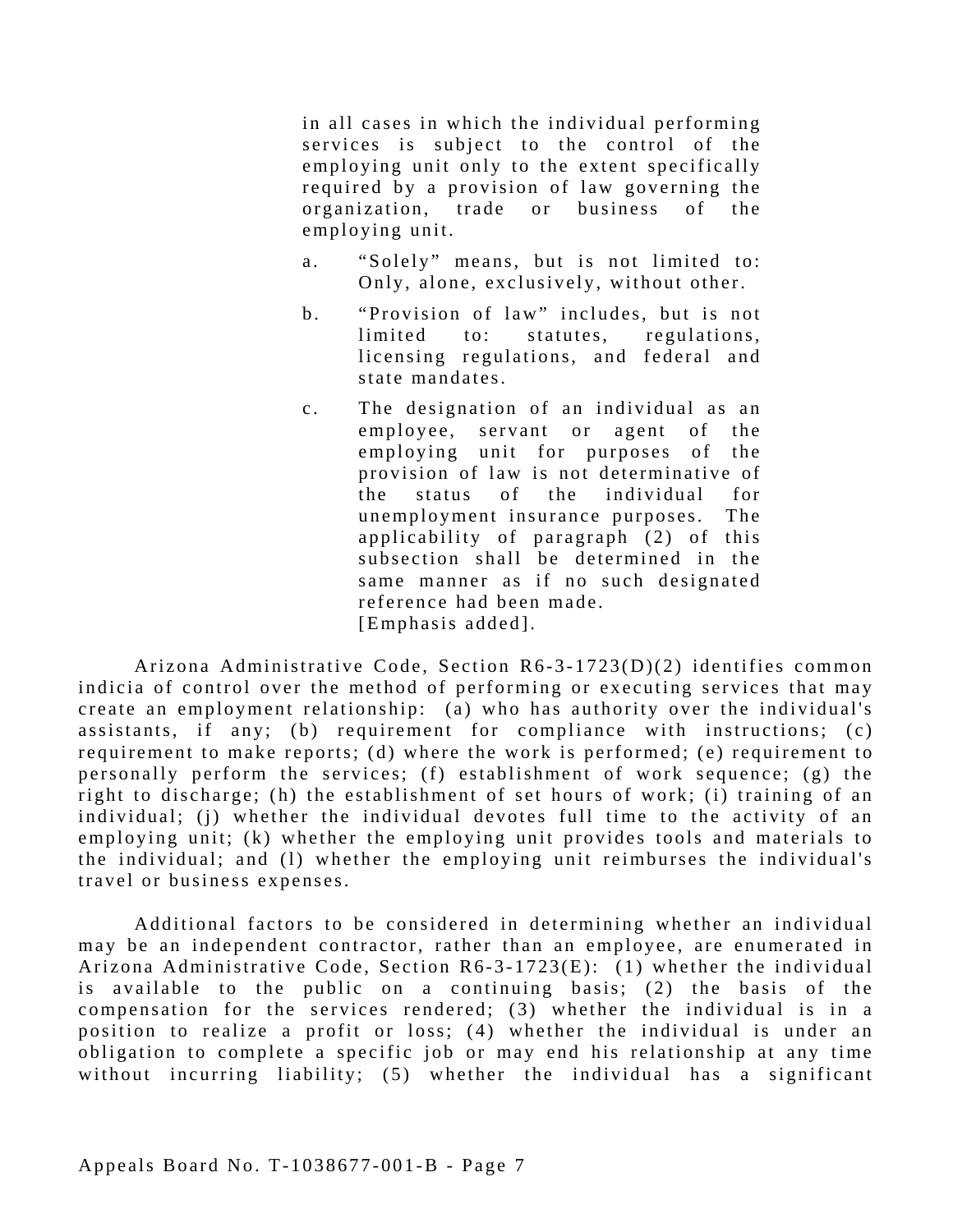> in all cases in which the individual performing services is subject to the control of the employing unit only to the extent specifically required by a provision of law governing the organization, trade or business of the employing unit.
>
> a. "Solely" means, but is not limited to: Only, alone, exclusively, without other.
>
> b. "Provision of law" includes, but is not limited to: statutes, regulations, licensing regulations, and federal and state mandates.
>
> c. The designation of an individual as an employee, servant or agent of the employing unit for purposes of the provision of law is not determinative of the status of the individual for unemployment insurance purposes. The applicability of paragraph (2) of this subsection shall be determined in the same manner as if no such designated reference had been made.
> [Emphasis added].

Arizona Administrative Code, Section R6-3-1723(D)(2) identifies common indicia of control over the method of performing or executing services that may create an employment relationship: (a) who has authority over the individual's assistants, if any; (b) requirement for compliance with instructions; (c) requirement to make reports; (d) where the work is performed; (e) requirement to personally perform the services; (f) establishment of work sequence; (g) the right to discharge; (h) the establishment of set hours of work; (i) training of an individual; (j) whether the individual devotes full time to the activity of an employing unit; (k) whether the employing unit provides tools and materials to the individual; and (l) whether the employing unit reimburses the individual's travel or business expenses.

Additional factors to be considered in determining whether an individual may be an independent contractor, rather than an employee, are enumerated in Arizona Administrative Code, Section R6-3-1723(E): (1) whether the individual is available to the public on a continuing basis; (2) the basis of the compensation for the services rendered; (3) whether the individual is in a position to realize a profit or loss; (4) whether the individual is under an obligation to complete a specific job or may end his relationship at any time without incurring liability; (5) whether the individual has a significant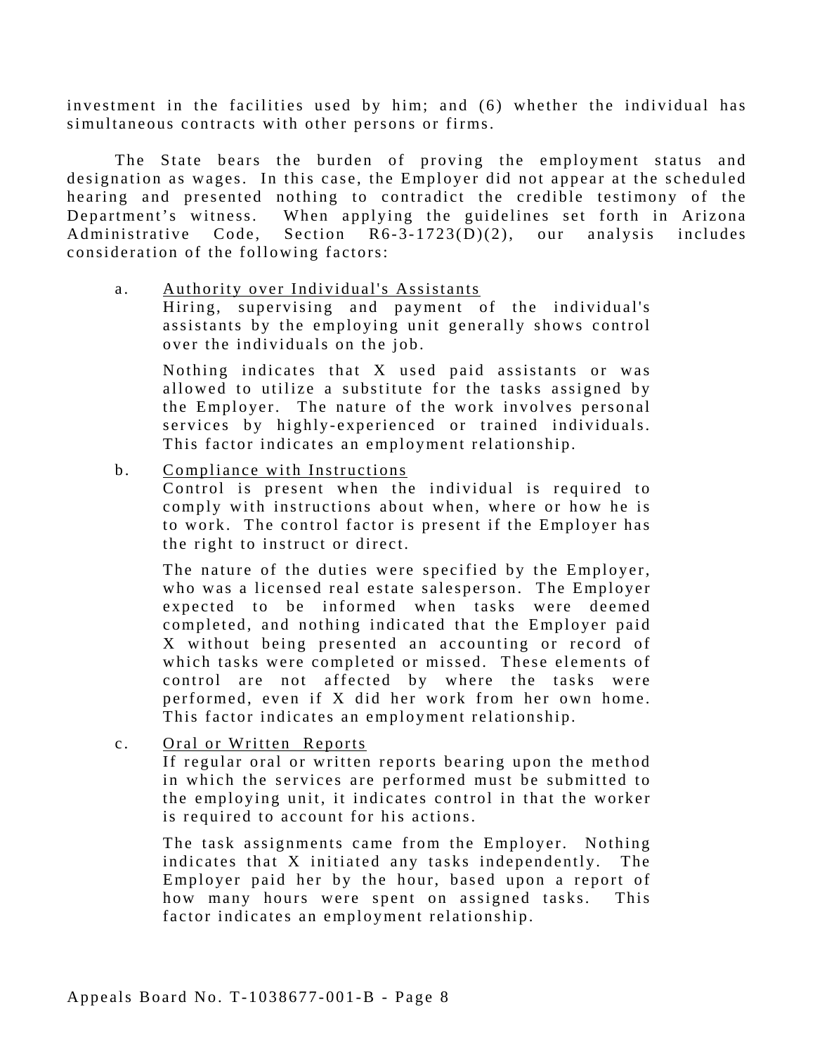investment in the facilities used by him; and (6) whether the individual has simultaneous contracts with other persons or firms.

The State bears the burden of proving the employment status and designation as wages. In this case, the Employer did not appear at the scheduled hearing and presented nothing to contradict the credible testimony of the Department's witness. When applying the guidelines set forth in Arizona Administrative Code, Section R6-3-1723(D)(2), our analysis includes consideration of the following factors:

a. <u>Authority over Individual's Assistants</u>
   Hiring, supervising and payment of the individual's assistants by the employing unit generally shows control over the individuals on the job.

   Nothing indicates that X used paid assistants or was allowed to utilize a substitute for the tasks assigned by the Employer. The nature of the work involves personal services by highly-experienced or trained individuals. This factor indicates an employment relationship.

b. <u>Compliance with Instructions</u>
   Control is present when the individual is required to comply with instructions about when, where or how he is to work. The control factor is present if the Employer has the right to instruct or direct.

   The nature of the duties were specified by the Employer, who was a licensed real estate salesperson. The Employer expected to be informed when tasks were deemed completed, and nothing indicated that the Employer paid X without being presented an accounting or record of which tasks were completed or missed. These elements of control are not affected by where the tasks were performed, even if X did her work from her own home. This factor indicates an employment relationship.

c. <u>Oral or Written Reports</u>
   If regular oral or written reports bearing upon the method in which the services are performed must be submitted to the employing unit, it indicates control in that the worker is required to account for his actions.

   The task assignments came from the Employer. Nothing indicates that X initiated any tasks independently. The Employer paid her by the hour, based upon a report of how many hours were spent on assigned tasks. This factor indicates an employment relationship.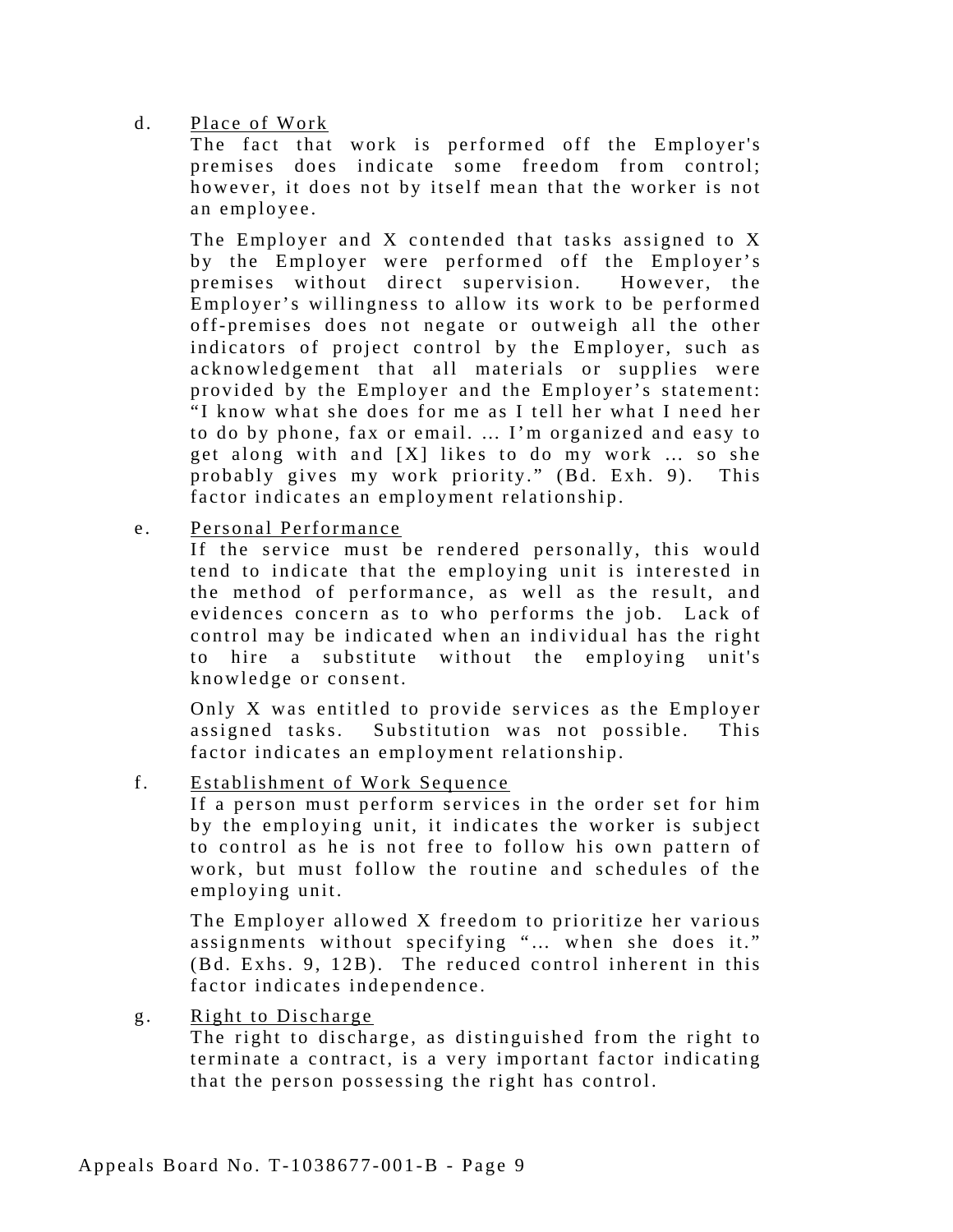d. <u>Place of Work</u>

The fact that work is performed off the Employer's premises does indicate some freedom from control; however, it does not by itself mean that the worker is not an employee.

The Employer and X contended that tasks assigned to X by the Employer were performed off the Employer's premises without direct supervision. However, the Employer's willingness to allow its work to be performed off-premises does not negate or outweigh all the other indicators of project control by the Employer, such as acknowledgement that all materials or supplies were provided by the Employer and the Employer's statement: "I know what she does for me as I tell her what I need her to do by phone, fax or email. ... I'm organized and easy to get along with and [X] likes to do my work ... so she probably gives my work priority." (Bd. Exh. 9). This factor indicates an employment relationship.

e. <u>Personal Performance</u>

If the service must be rendered personally, this would tend to indicate that the employing unit is interested in the method of performance, as well as the result, and evidences concern as to who performs the job. Lack of control may be indicated when an individual has the right to hire a substitute without the employing unit's knowledge or consent.

Only X was entitled to provide services as the Employer assigned tasks. Substitution was not possible. This factor indicates an employment relationship.

f. <u>Establishment of Work Sequence</u>

If a person must perform services in the order set for him by the employing unit, it indicates the worker is subject to control as he is not free to follow his own pattern of work, but must follow the routine and schedules of the employing unit.

The Employer allowed X freedom to prioritize her various assignments without specifying "... when she does it." (Bd. Exhs. 9, 12B). The reduced control inherent in this factor indicates independence.

g. <u>Right to Discharge</u>

The right to discharge, as distinguished from the right to terminate a contract, is a very important factor indicating that the person possessing the right has control.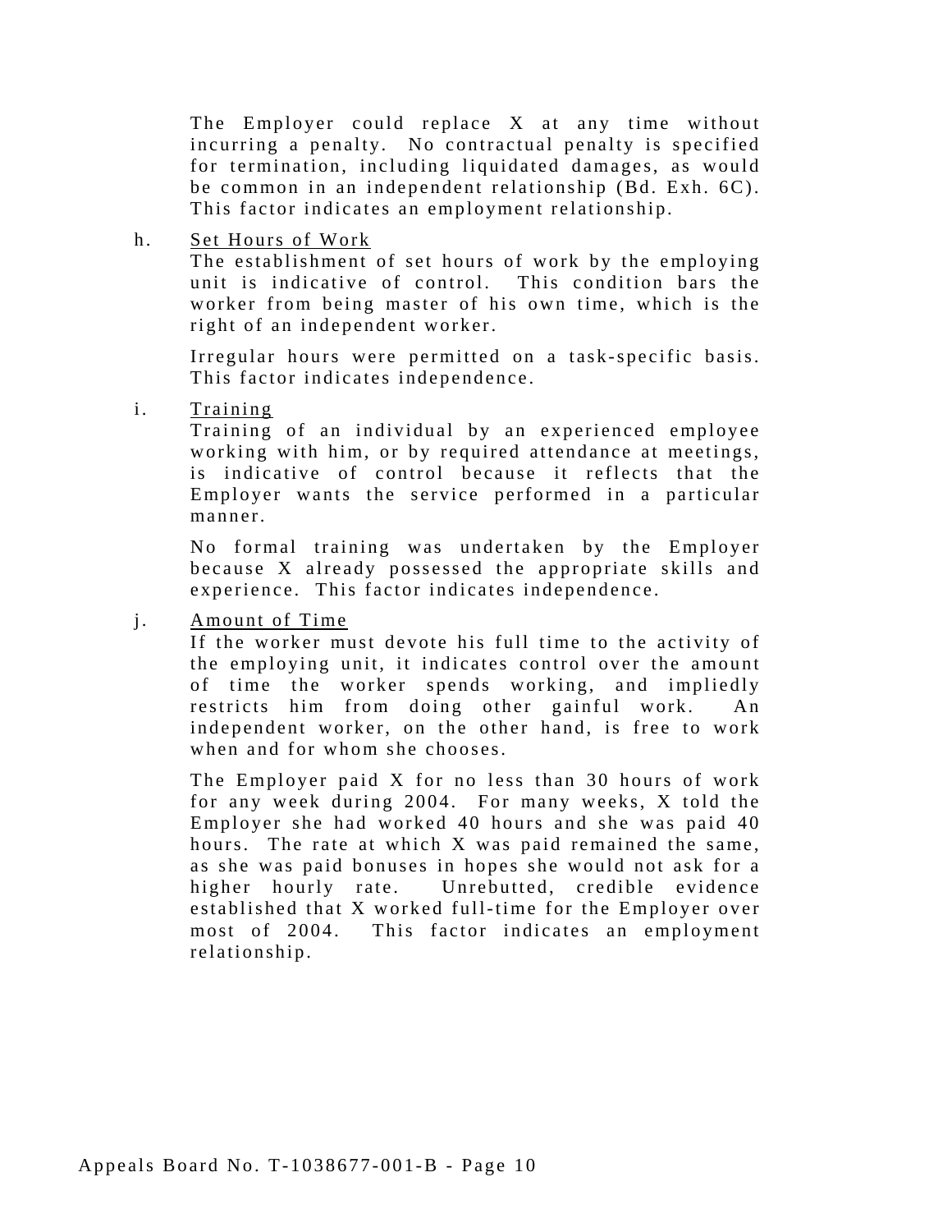The Employer could replace X at any time without incurring a penalty. No contractual penalty is specified for termination, including liquidated damages, as would be common in an independent relationship (Bd. Exh. 6C). This factor indicates an employment relationship.

h. <u>Set Hours of Work</u>

The establishment of set hours of work by the employing unit is indicative of control. This condition bars the worker from being master of his own time, which is the right of an independent worker.

Irregular hours were permitted on a task-specific basis. This factor indicates independence.

i. <u>Training</u>

Training of an individual by an experienced employee working with him, or by required attendance at meetings, is indicative of control because it reflects that the Employer wants the service performed in a particular manner.

No formal training was undertaken by the Employer because X already possessed the appropriate skills and experience. This factor indicates independence.

j. <u>Amount of Time</u>

If the worker must devote his full time to the activity of the employing unit, it indicates control over the amount of time the worker spends working, and impliedly restricts him from doing other gainful work. An independent worker, on the other hand, is free to work when and for whom she chooses.

The Employer paid X for no less than 30 hours of work for any week during 2004. For many weeks, X told the Employer she had worked 40 hours and she was paid 40 hours. The rate at which X was paid remained the same, as she was paid bonuses in hopes she would not ask for a higher hourly rate. Unrebutted, credible evidence established that X worked full-time for the Employer over most of 2004. This factor indicates an employment relationship.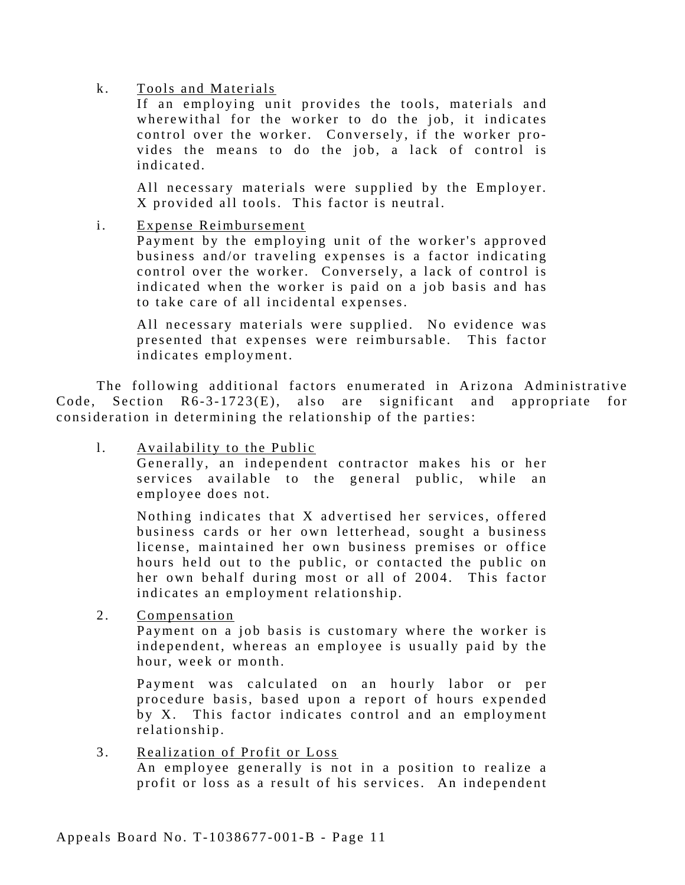k. Tools and Materials

If an employing unit provides the tools, materials and wherewithal for the worker to do the job, it indicates control over the worker. Conversely, if the worker provides the means to do the job, a lack of control is indicated.

All necessary materials were supplied by the Employer. X provided all tools. This factor is neutral.

i. Expense Reimbursement

Payment by the employing unit of the worker's approved business and/or traveling expenses is a factor indicating control over the worker. Conversely, a lack of control is indicated when the worker is paid on a job basis and has to take care of all incidental expenses.

All necessary materials were supplied. No evidence was presented that expenses were reimbursable. This factor indicates employment.

The following additional factors enumerated in Arizona Administrative Code, Section R6-3-1723(E), also are significant and appropriate for consideration in determining the relationship of the parties:

l. Availability to the Public

Generally, an independent contractor makes his or her services available to the general public, while an employee does not.

Nothing indicates that X advertised her services, offered business cards or her own letterhead, sought a business license, maintained her own business premises or office hours held out to the public, or contacted the public on her own behalf during most or all of 2004. This factor indicates an employment relationship.

2. Compensation

Payment on a job basis is customary where the worker is independent, whereas an employee is usually paid by the hour, week or month.

Payment was calculated on an hourly labor or per procedure basis, based upon a report of hours expended by X. This factor indicates control and an employment relationship.

3. Realization of Profit or Loss

An employee generally is not in a position to realize a profit or loss as a result of his services. An independent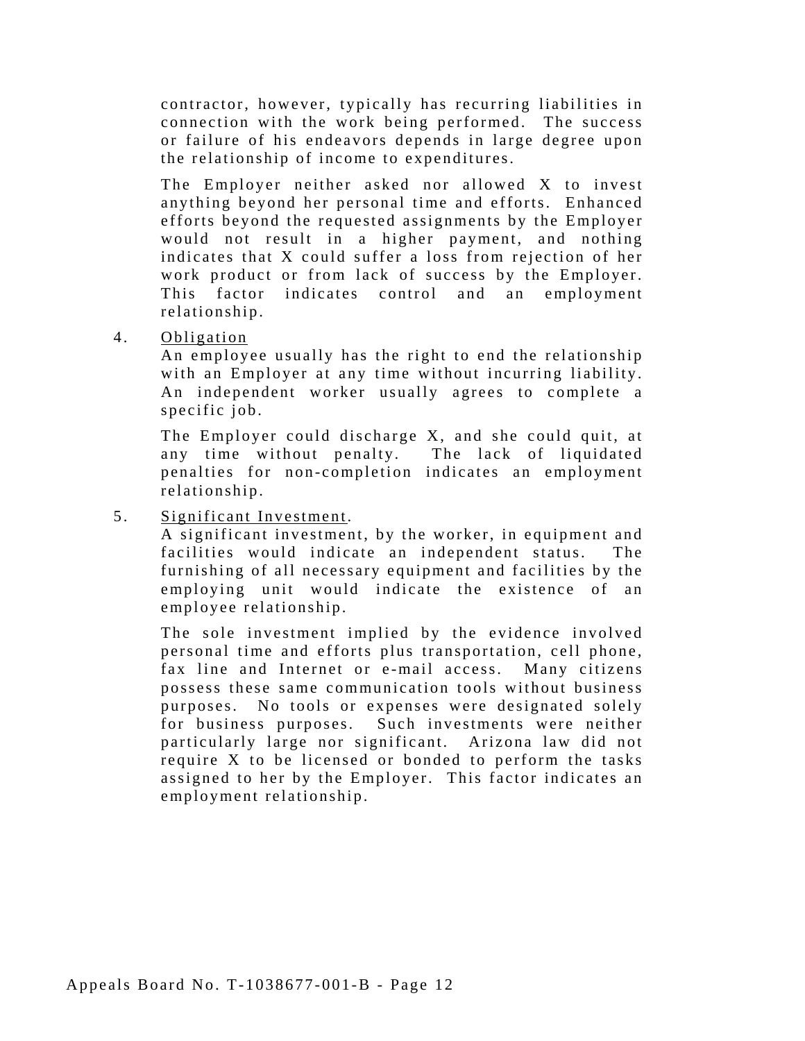contractor, however, typically has recurring liabilities in connection with the work being performed. The success or failure of his endeavors depends in large degree upon the relationship of income to expenditures.

The Employer neither asked nor allowed X to invest anything beyond her personal time and efforts. Enhanced efforts beyond the requested assignments by the Employer would not result in a higher payment, and nothing indicates that X could suffer a loss from rejection of her work product or from lack of success by the Employer. This factor indicates control and an employment relationship.

4. Obligation

   An employee usually has the right to end the relationship with an Employer at any time without incurring liability. An independent worker usually agrees to complete a specific job.

   The Employer could discharge X, and she could quit, at any time without penalty. The lack of liquidated penalties for non-completion indicates an employment relationship.

5. Significant Investment.

   A significant investment, by the worker, in equipment and facilities would indicate an independent status. The furnishing of all necessary equipment and facilities by the employing unit would indicate the existence of an employee relationship.

   The sole investment implied by the evidence involved personal time and efforts plus transportation, cell phone, fax line and Internet or e-mail access. Many citizens possess these same communication tools without business purposes. No tools or expenses were designated solely for business purposes. Such investments were neither particularly large nor significant. Arizona law did not require X to be licensed or bonded to perform the tasks assigned to her by the Employer. This factor indicates an employment relationship.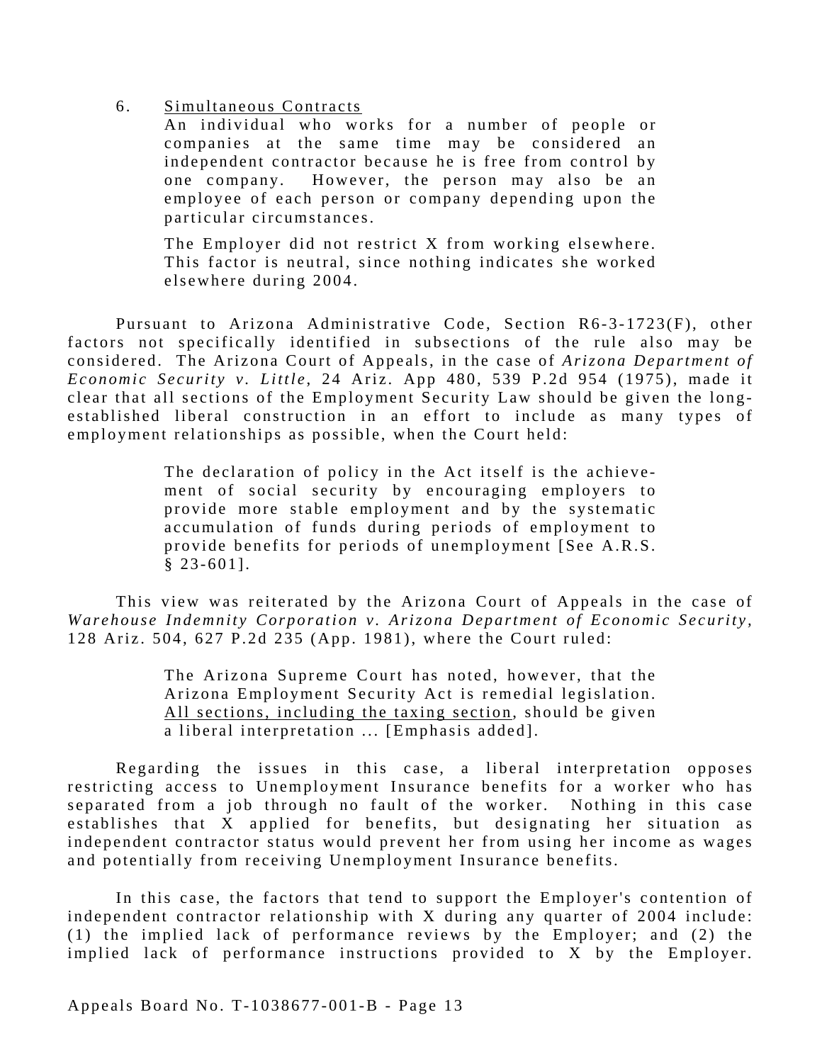6. <u>Simultaneous Contracts</u>

   An individual who works for a number of people or companies at the same time may be considered an independent contractor because he is free from control by one company. However, the person may also be an employee of each person or company depending upon the particular circumstances.

   The Employer did not restrict X from working elsewhere. This factor is neutral, since nothing indicates she worked elsewhere during 2004.

Pursuant to Arizona Administrative Code, Section R6-3-1723(F), other factors not specifically identified in subsections of the rule also may be considered. The Arizona Court of Appeals, in the case of *Arizona Department of Economic Security v. Little*, 24 Ariz. App 480, 539 P.2d 954 (1975), made it clear that all sections of the Employment Security Law should be given the long-established liberal construction in an effort to include as many types of employment relationships as possible, when the Court held:

> The declaration of policy in the Act itself is the achievement of social security by encouraging employers to provide more stable employment and by the systematic accumulation of funds during periods of employment to provide benefits for periods of unemployment [See A.R.S. § 23-601].

This view was reiterated by the Arizona Court of Appeals in the case of *Warehouse Indemnity Corporation v. Arizona Department of Economic Security*, 128 Ariz. 504, 627 P.2d 235 (App. 1981), where the Court ruled:

> The Arizona Supreme Court has noted, however, that the Arizona Employment Security Act is remedial legislation. <u>All sections, including the taxing section</u>, should be given a liberal interpretation ... [Emphasis added].

Regarding the issues in this case, a liberal interpretation opposes restricting access to Unemployment Insurance benefits for a worker who has separated from a job through no fault of the worker. Nothing in this case establishes that X applied for benefits, but designating her situation as independent contractor status would prevent her from using her income as wages and potentially from receiving Unemployment Insurance benefits.

In this case, the factors that tend to support the Employer's contention of independent contractor relationship with X during any quarter of 2004 include: (1) the implied lack of performance reviews by the Employer; and (2) the implied lack of performance instructions provided to X by the Employer.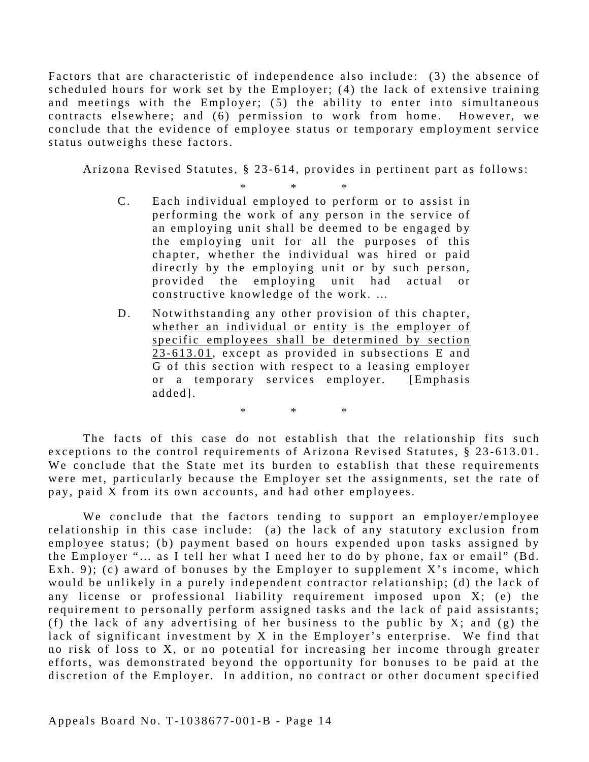Factors that are characteristic of independence also include: (3) the absence of scheduled hours for work set by the Employer; (4) the lack of extensive training and meetings with the Employer; (5) the ability to enter into simultaneous contracts elsewhere; and (6) permission to work from home. However, we conclude that the evidence of employee status or temporary employment service status outweighs these factors.

Arizona Revised Statutes, § 23-614, provides in pertinent part as follows:

\* \* \*

> C. Each individual employed to perform or to assist in performing the work of any person in the service of an employing unit shall be deemed to be engaged by the employing unit for all the purposes of this chapter, whether the individual was hired or paid directly by the employing unit or by such person, provided the employing unit had actual or constructive knowledge of the work. …
>
> D. Notwithstanding any other provision of this chapter, <u>whether an individual or entity is the employer of specific employees shall be determined by section 23-613.01</u>, except as provided in subsections E and G of this section with respect to a leasing employer or a temporary services employer. [Emphasis added].

\* \* \*

The facts of this case do not establish that the relationship fits such exceptions to the control requirements of Arizona Revised Statutes, § 23-613.01. We conclude that the State met its burden to establish that these requirements were met, particularly because the Employer set the assignments, set the rate of pay, paid X from its own accounts, and had other employees.

We conclude that the factors tending to support an employer/employee relationship in this case include: (a) the lack of any statutory exclusion from employee status; (b) payment based on hours expended upon tasks assigned by the Employer "… as I tell her what I need her to do by phone, fax or email" (Bd. Exh. 9); (c) award of bonuses by the Employer to supplement X's income, which would be unlikely in a purely independent contractor relationship; (d) the lack of any license or professional liability requirement imposed upon X; (e) the requirement to personally perform assigned tasks and the lack of paid assistants; (f) the lack of any advertising of her business to the public by X; and (g) the lack of significant investment by X in the Employer's enterprise. We find that no risk of loss to X, or no potential for increasing her income through greater efforts, was demonstrated beyond the opportunity for bonuses to be paid at the discretion of the Employer. In addition, no contract or other document specified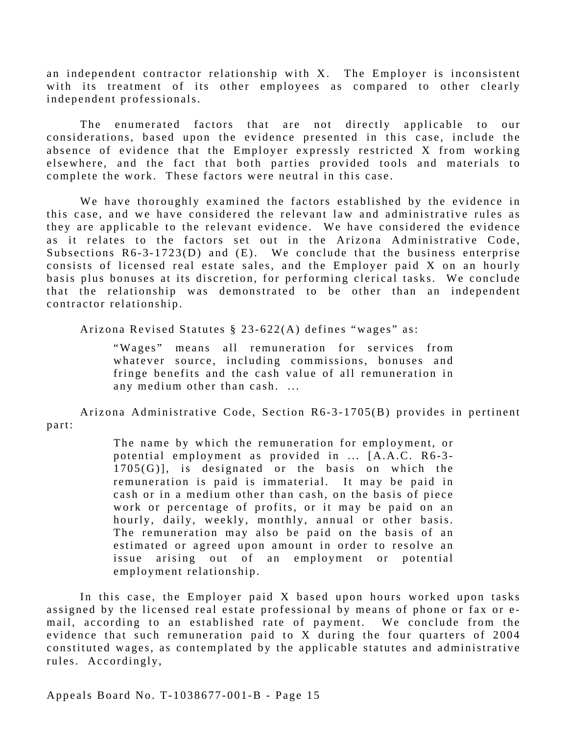an independent contractor relationship with X. The Employer is inconsistent with its treatment of its other employees as compared to other clearly independent professionals.

The enumerated factors that are not directly applicable to our considerations, based upon the evidence presented in this case, include the absence of evidence that the Employer expressly restricted X from working elsewhere, and the fact that both parties provided tools and materials to complete the work. These factors were neutral in this case.

We have thoroughly examined the factors established by the evidence in this case, and we have considered the relevant law and administrative rules as they are applicable to the relevant evidence. We have considered the evidence as it relates to the factors set out in the Arizona Administrative Code, Subsections R6-3-1723(D) and (E). We conclude that the business enterprise consists of licensed real estate sales, and the Employer paid X on an hourly basis plus bonuses at its discretion, for performing clerical tasks. We conclude that the relationship was demonstrated to be other than an independent contractor relationship.

Arizona Revised Statutes § 23-622(A) defines "wages" as:

> "Wages" means all remuneration for services from whatever source, including commissions, bonuses and fringe benefits and the cash value of all remuneration in any medium other than cash. ...

Arizona Administrative Code, Section R6-3-1705(B) provides in pertinent part:

> The name by which the remuneration for employment, or potential employment as provided in ... [A.A.C. R6-3-1705(G)], is designated or the basis on which the remuneration is paid is immaterial. It may be paid in cash or in a medium other than cash, on the basis of piece work or percentage of profits, or it may be paid on an hourly, daily, weekly, monthly, annual or other basis. The remuneration may also be paid on the basis of an estimated or agreed upon amount in order to resolve an issue arising out of an employment or potential employment relationship.

In this case, the Employer paid X based upon hours worked upon tasks assigned by the licensed real estate professional by means of phone or fax or e-mail, according to an established rate of payment. We conclude from the evidence that such remuneration paid to X during the four quarters of 2004 constituted wages, as contemplated by the applicable statutes and administrative rules. Accordingly,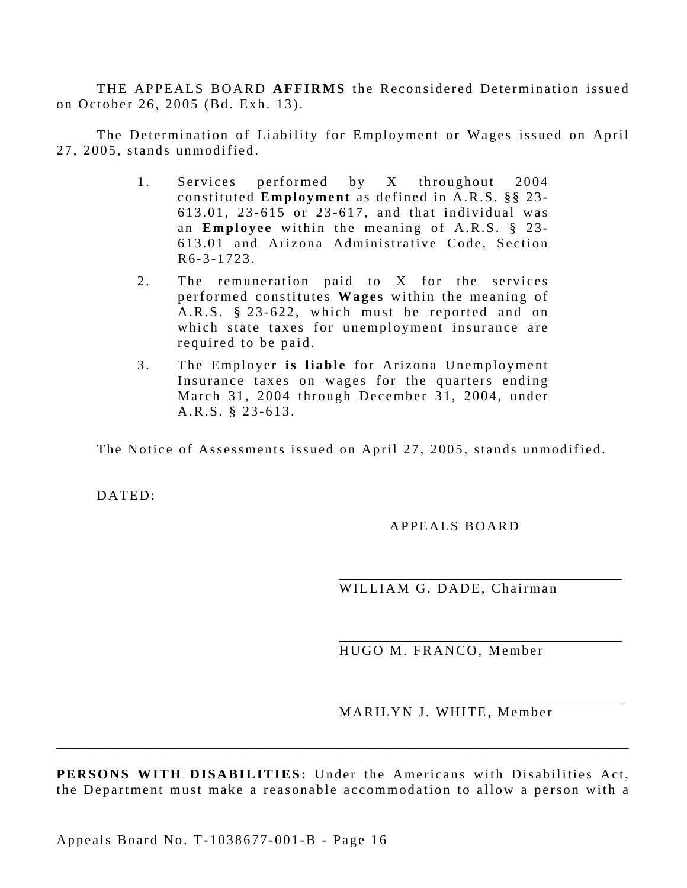THE APPEALS BOARD **AFFIRMS** the Reconsidered Determination issued on October 26, 2005 (Bd. Exh. 13).

The Determination of Liability for Employment or Wages issued on April 27, 2005, stands unmodified.

1. Services performed by X throughout 2004 constituted **Employment** as defined in A.R.S. §§ 23-613.01, 23-615 or 23-617, and that individual was an **Employee** within the meaning of A.R.S. § 23-613.01 and Arizona Administrative Code, Section R6-3-1723.
2. The remuneration paid to X for the services performed constitutes **Wages** within the meaning of A.R.S. § 23-622, which must be reported and on which state taxes for unemployment insurance are required to be paid.
3. The Employer **is liable** for Arizona Unemployment Insurance taxes on wages for the quarters ending March 31, 2004 through December 31, 2004, under A.R.S. § 23-613.

The Notice of Assessments issued on April 27, 2005, stands unmodified.

DATED:

APPEALS BOARD

WILLIAM G. DADE, Chairman

HUGO M. FRANCO, Member

MARILYN J. WHITE, Member

---

**PERSONS WITH DISABILITIES:** Under the Americans with Disabilities Act, the Department must make a reasonable accommodation to allow a person with a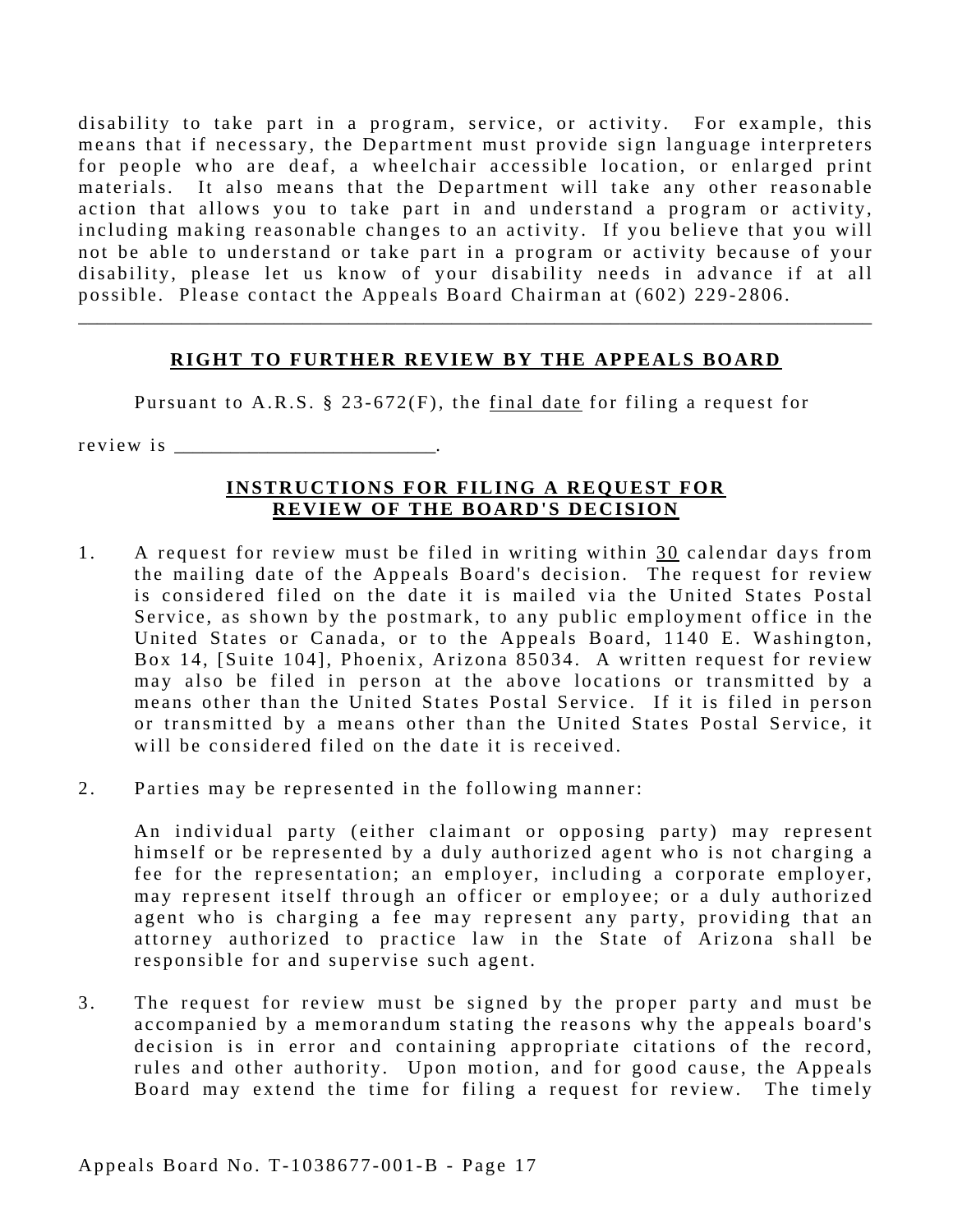disability to take part in a program, service, or activity. For example, this means that if necessary, the Department must provide sign language interpreters for people who are deaf, a wheelchair accessible location, or enlarged print materials. It also means that the Department will take any other reasonable action that allows you to take part in and understand a program or activity, including making reasonable changes to an activity. If you believe that you will not be able to understand or take part in a program or activity because of your disability, please let us know of your disability needs in advance if at all possible. Please contact the Appeals Board Chairman at (602) 229-2806.

---

## RIGHT TO FURTHER REVIEW BY THE APPEALS BOARD

Pursuant to A.R.S. § 23-672(F), the final date for filing a request for review is _________________________.

## INSTRUCTIONS FOR FILING A REQUEST FOR REVIEW OF THE BOARD'S DECISION

1. A request for review must be filed in writing within 30 calendar days from the mailing date of the Appeals Board's decision. The request for review is considered filed on the date it is mailed via the United States Postal Service, as shown by the postmark, to any public employment office in the United States or Canada, or to the Appeals Board, 1140 E. Washington, Box 14, [Suite 104], Phoenix, Arizona 85034. A written request for review may also be filed in person at the above locations or transmitted by a means other than the United States Postal Service. If it is filed in person or transmitted by a means other than the United States Postal Service, it will be considered filed on the date it is received.

2. Parties may be represented in the following manner:

   An individual party (either claimant or opposing party) may represent himself or be represented by a duly authorized agent who is not charging a fee for the representation; an employer, including a corporate employer, may represent itself through an officer or employee; or a duly authorized agent who is charging a fee may represent any party, providing that an attorney authorized to practice law in the State of Arizona shall be responsible for and supervise such agent.

3. The request for review must be signed by the proper party and must be accompanied by a memorandum stating the reasons why the appeals board's decision is in error and containing appropriate citations of the record, rules and other authority. Upon motion, and for good cause, the Appeals Board may extend the time for filing a request for review. The timely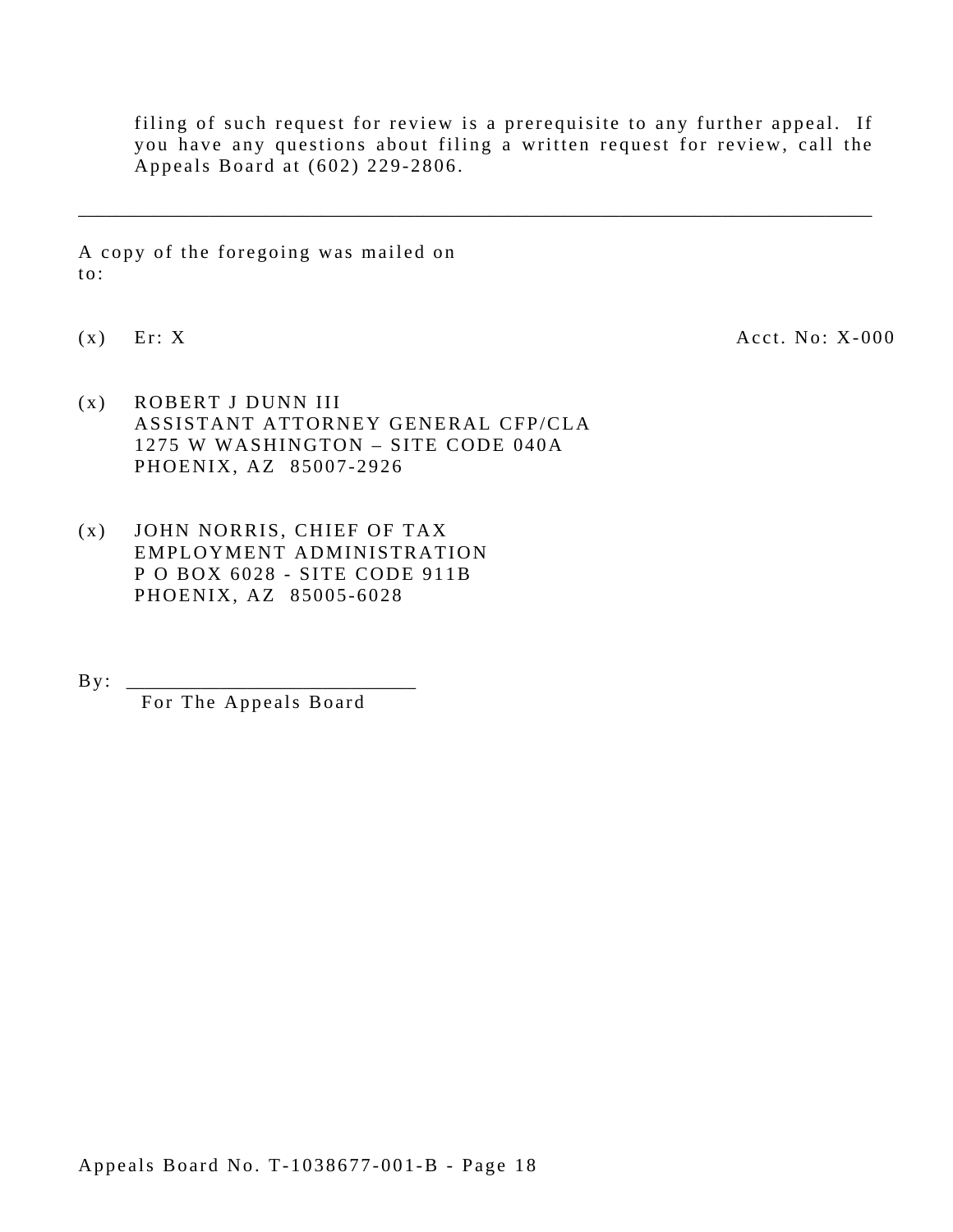filing of such request for review is a prerequisite to any further appeal. If you have any questions about filing a written request for review, call the Appeals Board at (602) 229-2806.

---

A copy of the foregoing was mailed on
to:

(x) Er: X Acct. No: X-000

(x) ROBERT J DUNN III
ASSISTANT ATTORNEY GENERAL CFP/CLA
1275 W WASHINGTON – SITE CODE 040A
PHOENIX, AZ 85007-2926

(x) JOHN NORRIS, CHIEF OF TAX
EMPLOYMENT ADMINISTRATION
P O BOX 6028 - SITE CODE 911B
PHOENIX, AZ 85005-6028

By: ___________________________
For The Appeals Board

Appeals Board No. T-1038677-001-B - Page 18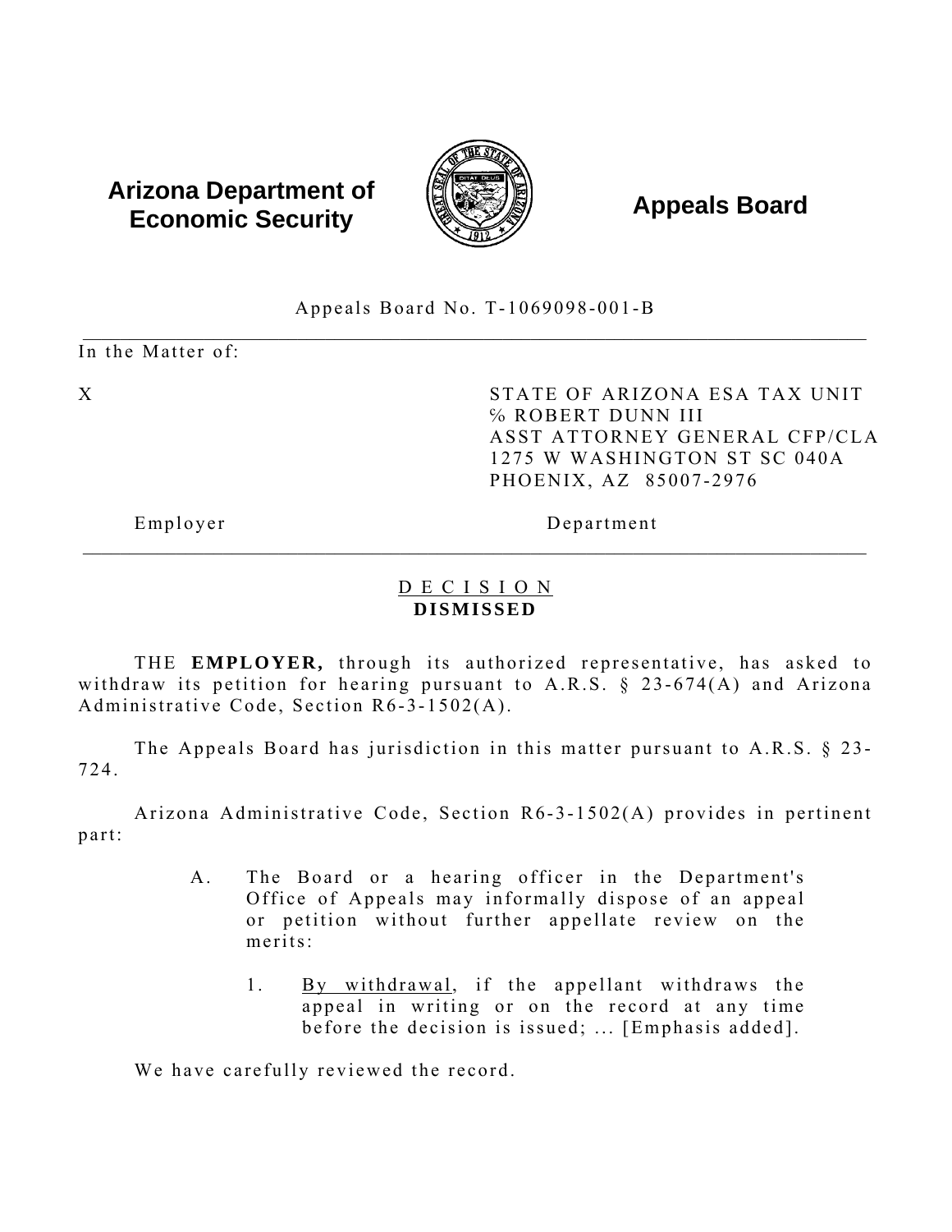**Arizona Department of Economic Security** **Appeals Board**

Appeals Board No. T-1069098-001-B

---

In the Matter of:

| | |
|---|---|
| X | STATE OF ARIZONA ESA TAX UNIT<br>% ROBERT DUNN III<br>ASST ATTORNEY GENERAL CFP/CLA<br>1275 W WASHINGTON ST SC 040A<br>PHOENIX, AZ 85007-2976 |
| Employer | Department |

---

## DECISION
**DISMISSED**

THE **EMPLOYER,** through its authorized representative, has asked to withdraw its petition for hearing pursuant to A.R.S. § 23-674(A) and Arizona Administrative Code, Section R6-3-1502(A).

The Appeals Board has jurisdiction in this matter pursuant to A.R.S. § 23-724.

Arizona Administrative Code, Section R6-3-1502(A) provides in pertinent part:

> A. The Board or a hearing officer in the Department's Office of Appeals may informally dispose of an appeal or petition without further appellate review on the merits:
>
> 1. By withdrawal, if the appellant withdraws the appeal in writing or on the record at any time before the decision is issued; ... [Emphasis added].

We have carefully reviewed the record.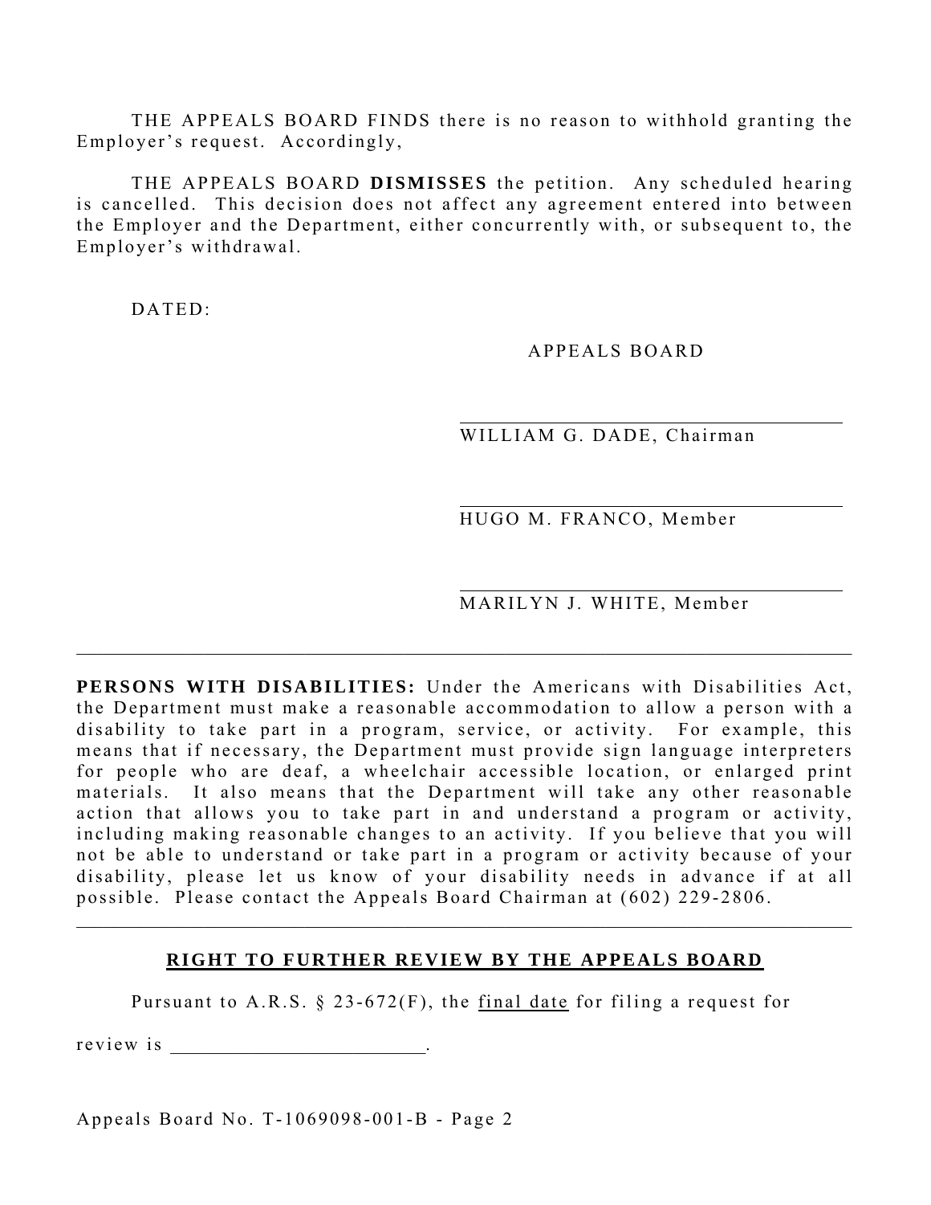THE APPEALS BOARD FINDS there is no reason to withhold granting the Employer's request. Accordingly,

THE APPEALS BOARD **DISMISSES** the petition. Any scheduled hearing is cancelled. This decision does not affect any agreement entered into between the Employer and the Department, either concurrently with, or subsequent to, the Employer's withdrawal.

DATED:

APPEALS BOARD

\_\_\_\_\_\_\_\_\_\_\_\_\_\_\_\_\_\_\_\_\_\_\_\_\_\_\_\_\_\_\_\_
WILLIAM G. DADE, Chairman

\_\_\_\_\_\_\_\_\_\_\_\_\_\_\_\_\_\_\_\_\_\_\_\_\_\_\_\_\_\_\_\_
HUGO M. FRANCO, Member

\_\_\_\_\_\_\_\_\_\_\_\_\_\_\_\_\_\_\_\_\_\_\_\_\_\_\_\_\_\_\_\_
MARILYN J. WHITE, Member

---

**PERSONS WITH DISABILITIES:** Under the Americans with Disabilities Act, the Department must make a reasonable accommodation to allow a person with a disability to take part in a program, service, or activity. For example, this means that if necessary, the Department must provide sign language interpreters for people who are deaf, a wheelchair accessible location, or enlarged print materials. It also means that the Department will take any other reasonable action that allows you to take part in and understand a program or activity, including making reasonable changes to an activity. If you believe that you will not be able to understand or take part in a program or activity because of your disability, please let us know of your disability needs in advance if at all possible. Please contact the Appeals Board Chairman at (602) 229-2806.

---

## RIGHT TO FURTHER REVIEW BY THE APPEALS BOARD

Pursuant to A.R.S. § 23-672(F), the final date for filing a request for review is \_\_\_\_\_\_\_\_\_\_\_\_\_\_\_\_\_\_\_\_\_\_\_\_\_.

Appeals Board No. T-1069098-001-B - Page 2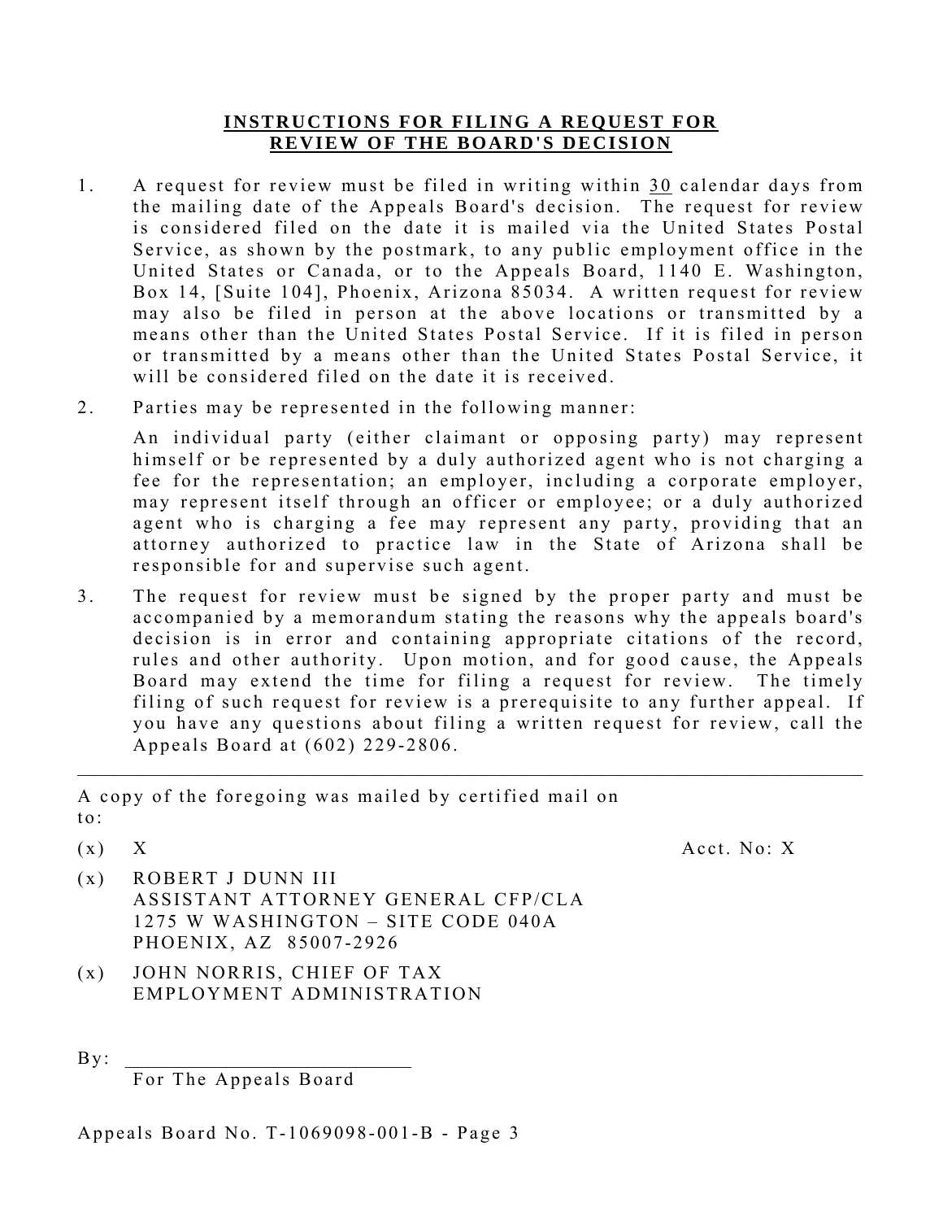## INSTRUCTIONS FOR FILING A REQUEST FOR REVIEW OF THE BOARD'S DECISION

1. A request for review must be filed in writing within 30 calendar days from the mailing date of the Appeals Board's decision. The request for review is considered filed on the date it is mailed via the United States Postal Service, as shown by the postmark, to any public employment office in the United States or Canada, or to the Appeals Board, 1140 E. Washington, Box 14, [Suite 104], Phoenix, Arizona 85034. A written request for review may also be filed in person at the above locations or transmitted by a means other than the United States Postal Service. If it is filed in person or transmitted by a means other than the United States Postal Service, it will be considered filed on the date it is received.

2. Parties may be represented in the following manner:

   An individual party (either claimant or opposing party) may represent himself or be represented by a duly authorized agent who is not charging a fee for the representation; an employer, including a corporate employer, may represent itself through an officer or employee; or a duly authorized agent who is charging a fee may represent any party, providing that an attorney authorized to practice law in the State of Arizona shall be responsible for and supervise such agent.

3. The request for review must be signed by the proper party and must be accompanied by a memorandum stating the reasons why the appeals board's decision is in error and containing appropriate citations of the record, rules and other authority. Upon motion, and for good cause, the Appeals Board may extend the time for filing a request for review. The timely filing of such request for review is a prerequisite to any further appeal. If you have any questions about filing a written request for review, call the Appeals Board at (602) 229-2806.

---

A copy of the foregoing was mailed by certified mail on to:

(x) X Acct. No: X

(x) ROBERT J DUNN III
ASSISTANT ATTORNEY GENERAL CFP/CLA
1275 W WASHINGTON – SITE CODE 040A
PHOENIX, AZ 85007-2926

(x) JOHN NORRIS, CHIEF OF TAX
EMPLOYMENT ADMINISTRATION

By: ___________________________
For The Appeals Board

Appeals Board No. T-1069098-001-B - Page 3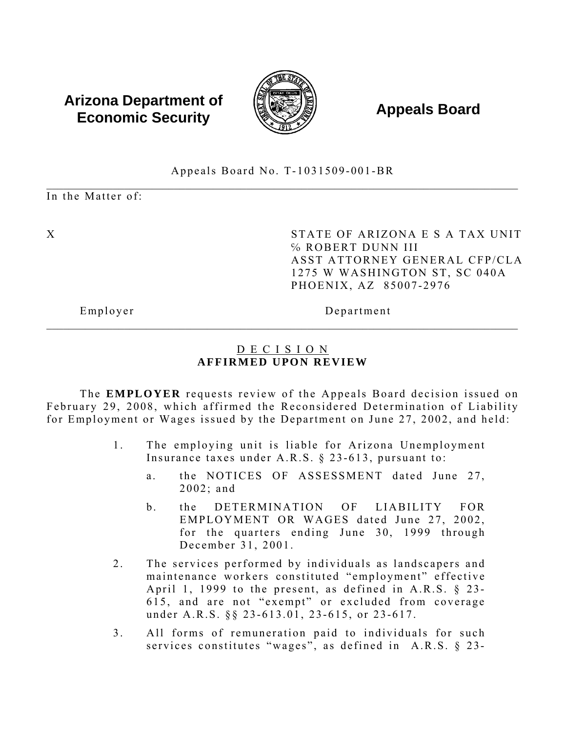**Arizona Department of Economic Security** **Appeals Board**

Appeals Board No. T-1031509-001-BR

In the Matter of:

X

Employer

STATE OF ARIZONA E S A TAX UNIT
% ROBERT DUNN III
ASST ATTORNEY GENERAL CFP/CLA
1275 W WASHINGTON ST, SC 040A
PHOENIX, AZ 85007-2976

Department

## DECISION
## AFFIRMED UPON REVIEW

The **EMPLOYER** requests review of the Appeals Board decision issued on February 29, 2008, which affirmed the Reconsidered Determination of Liability for Employment or Wages issued by the Department on June 27, 2002, and held:

1. The employing unit is liable for Arizona Unemployment Insurance taxes under A.R.S. § 23-613, pursuant to:
   a. the NOTICES OF ASSESSMENT dated June 27, 2002; and
   b. the DETERMINATION OF LIABILITY FOR EMPLOYMENT OR WAGES dated June 27, 2002, for the quarters ending June 30, 1999 through December 31, 2001.
2. The services performed by individuals as landscapers and maintenance workers constituted "employment" effective April 1, 1999 to the present, as defined in A.R.S. § 23-615, and are not "exempt" or excluded from coverage under A.R.S. §§ 23-613.01, 23-615, or 23-617.
3. All forms of remuneration paid to individuals for such services constitutes "wages", as defined in A.R.S. § 23-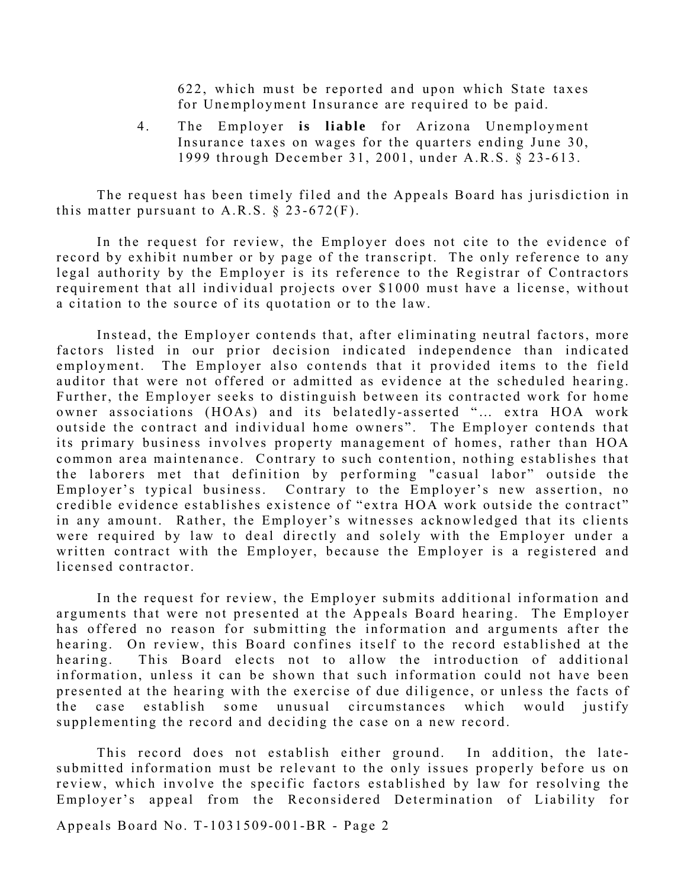622, which must be reported and upon which State taxes for Unemployment Insurance are required to be paid.

4. The Employer **is liable** for Arizona Unemployment Insurance taxes on wages for the quarters ending June 30, 1999 through December 31, 2001, under A.R.S. § 23-613.

The request has been timely filed and the Appeals Board has jurisdiction in this matter pursuant to A.R.S. § 23-672(F).

In the request for review, the Employer does not cite to the evidence of record by exhibit number or by page of the transcript. The only reference to any legal authority by the Employer is its reference to the Registrar of Contractors requirement that all individual projects over $1000 must have a license, without a citation to the source of its quotation or to the law.

Instead, the Employer contends that, after eliminating neutral factors, more factors listed in our prior decision indicated independence than indicated employment. The Employer also contends that it provided items to the field auditor that were not offered or admitted as evidence at the scheduled hearing. Further, the Employer seeks to distinguish between its contracted work for home owner associations (HOAs) and its belatedly-asserted "… extra HOA work outside the contract and individual home owners". The Employer contends that its primary business involves property management of homes, rather than HOA common area maintenance. Contrary to such contention, nothing establishes that the laborers met that definition by performing "casual labor" outside the Employer's typical business. Contrary to the Employer's new assertion, no credible evidence establishes existence of "extra HOA work outside the contract" in any amount. Rather, the Employer's witnesses acknowledged that its clients were required by law to deal directly and solely with the Employer under a written contract with the Employer, because the Employer is a registered and licensed contractor.

In the request for review, the Employer submits additional information and arguments that were not presented at the Appeals Board hearing. The Employer has offered no reason for submitting the information and arguments after the hearing. On review, this Board confines itself to the record established at the hearing. This Board elects not to allow the introduction of additional information, unless it can be shown that such information could not have been presented at the hearing with the exercise of due diligence, or unless the facts of the case establish some unusual circumstances which would justify supplementing the record and deciding the case on a new record.

This record does not establish either ground. In addition, the late-submitted information must be relevant to the only issues properly before us on review, which involve the specific factors established by law for resolving the Employer's appeal from the Reconsidered Determination of Liability for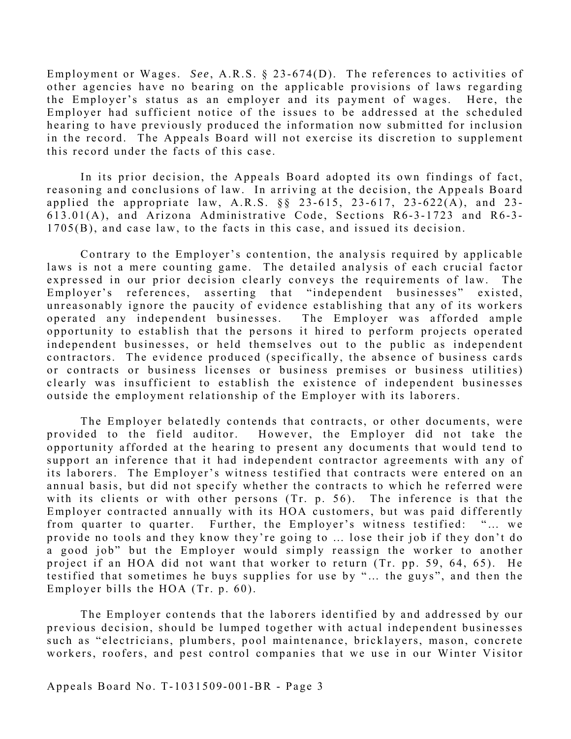Employment or Wages. *See*, A.R.S. § 23-674(D). The references to activities of other agencies have no bearing on the applicable provisions of laws regarding the Employer's status as an employer and its payment of wages. Here, the Employer had sufficient notice of the issues to be addressed at the scheduled hearing to have previously produced the information now submitted for inclusion in the record. The Appeals Board will not exercise its discretion to supplement this record under the facts of this case.

In its prior decision, the Appeals Board adopted its own findings of fact, reasoning and conclusions of law. In arriving at the decision, the Appeals Board applied the appropriate law, A.R.S. §§ 23-615, 23-617, 23-622(A), and 23-613.01(A), and Arizona Administrative Code, Sections R6-3-1723 and R6-3-1705(B), and case law, to the facts in this case, and issued its decision.

Contrary to the Employer's contention, the analysis required by applicable laws is not a mere counting game. The detailed analysis of each crucial factor expressed in our prior decision clearly conveys the requirements of law. The Employer's references, asserting that "independent businesses" existed, unreasonably ignore the paucity of evidence establishing that any of its workers operated any independent businesses. The Employer was afforded ample opportunity to establish that the persons it hired to perform projects operated independent businesses, or held themselves out to the public as independent contractors. The evidence produced (specifically, the absence of business cards or contracts or business licenses or business premises or business utilities) clearly was insufficient to establish the existence of independent businesses outside the employment relationship of the Employer with its laborers.

The Employer belatedly contends that contracts, or other documents, were provided to the field auditor. However, the Employer did not take the opportunity afforded at the hearing to present any documents that would tend to support an inference that it had independent contractor agreements with any of its laborers. The Employer's witness testified that contracts were entered on an annual basis, but did not specify whether the contracts to which he referred were with its clients or with other persons (Tr. p. 56). The inference is that the Employer contracted annually with its HOA customers, but was paid differently from quarter to quarter. Further, the Employer's witness testified: "... we provide no tools and they know they're going to ... lose their job if they don't do a good job" but the Employer would simply reassign the worker to another project if an HOA did not want that worker to return (Tr. pp. 59, 64, 65). He testified that sometimes he buys supplies for use by "... the guys", and then the Employer bills the HOA (Tr. p. 60).

The Employer contends that the laborers identified by and addressed by our previous decision, should be lumped together with actual independent businesses such as "electricians, plumbers, pool maintenance, bricklayers, mason, concrete workers, roofers, and pest control companies that we use in our Winter Visitor

Appeals Board No. T-1031509-001-BR - Page 3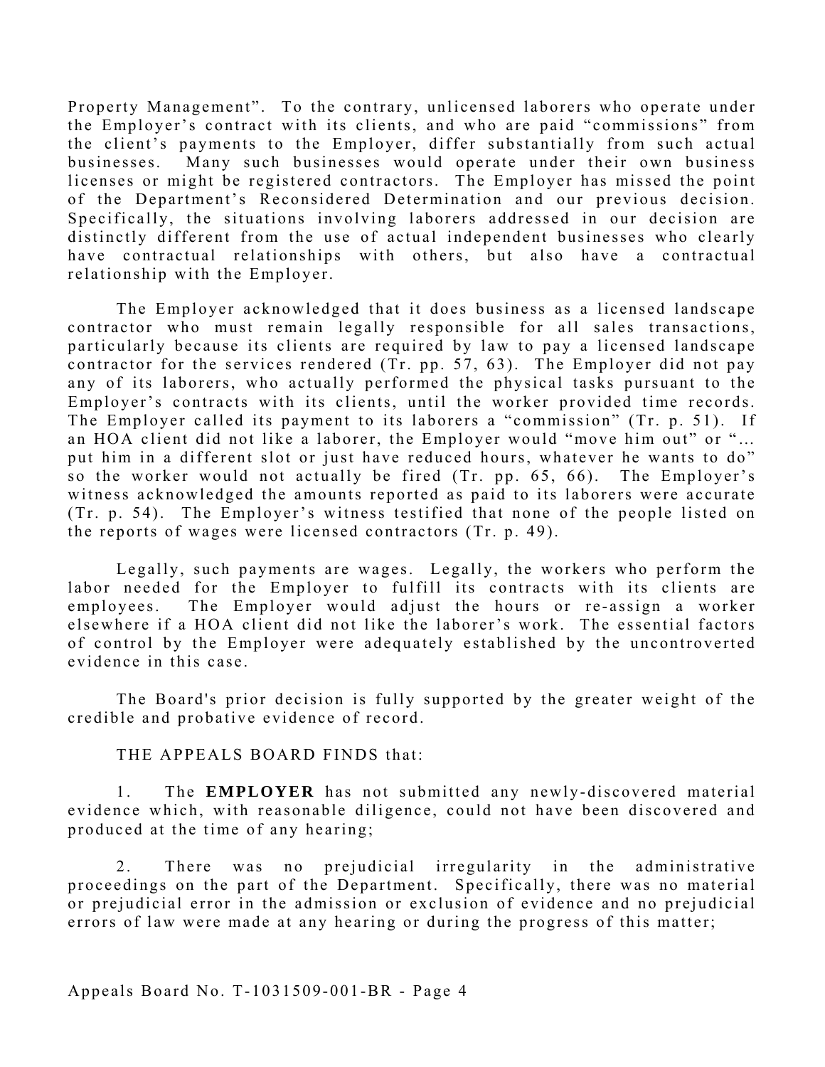Property Management". To the contrary, unlicensed laborers who operate under the Employer's contract with its clients, and who are paid "commissions" from the client's payments to the Employer, differ substantially from such actual businesses. Many such businesses would operate under their own business licenses or might be registered contractors. The Employer has missed the point of the Department's Reconsidered Determination and our previous decision. Specifically, the situations involving laborers addressed in our decision are distinctly different from the use of actual independent businesses who clearly have contractual relationships with others, but also have a contractual relationship with the Employer.

The Employer acknowledged that it does business as a licensed landscape contractor who must remain legally responsible for all sales transactions, particularly because its clients are required by law to pay a licensed landscape contractor for the services rendered (Tr. pp. 57, 63). The Employer did not pay any of its laborers, who actually performed the physical tasks pursuant to the Employer's contracts with its clients, until the worker provided time records. The Employer called its payment to its laborers a "commission" (Tr. p. 51). If an HOA client did not like a laborer, the Employer would "move him out" or "… put him in a different slot or just have reduced hours, whatever he wants to do" so the worker would not actually be fired (Tr. pp. 65, 66). The Employer's witness acknowledged the amounts reported as paid to its laborers were accurate (Tr. p. 54). The Employer's witness testified that none of the people listed on the reports of wages were licensed contractors (Tr. p. 49).

Legally, such payments are wages. Legally, the workers who perform the labor needed for the Employer to fulfill its contracts with its clients are employees. The Employer would adjust the hours or re-assign a worker elsewhere if a HOA client did not like the laborer's work. The essential factors of control by the Employer were adequately established by the uncontroverted evidence in this case.

The Board's prior decision is fully supported by the greater weight of the credible and probative evidence of record.

THE APPEALS BOARD FINDS that:

1. The **EMPLOYER** has not submitted any newly-discovered material evidence which, with reasonable diligence, could not have been discovered and produced at the time of any hearing;

2. There was no prejudicial irregularity in the administrative proceedings on the part of the Department. Specifically, there was no material or prejudicial error in the admission or exclusion of evidence and no prejudicial errors of law were made at any hearing or during the progress of this matter;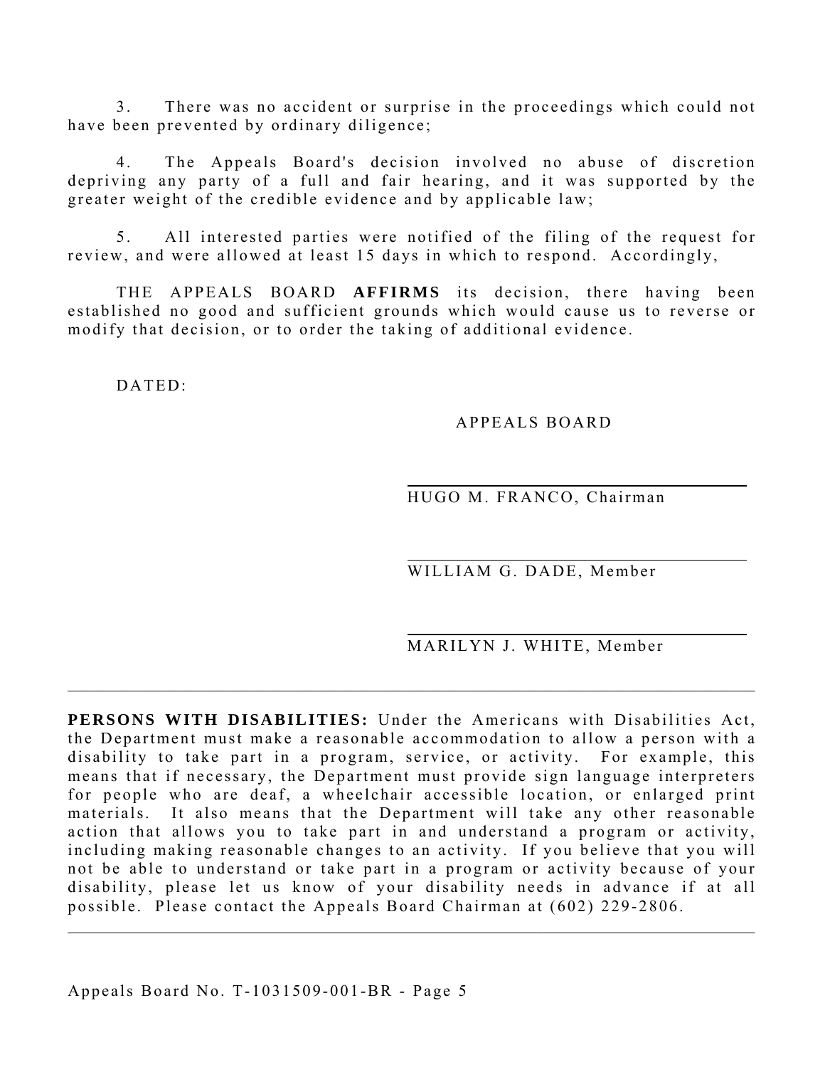3. There was no accident or surprise in the proceedings which could not have been prevented by ordinary diligence;

4. The Appeals Board's decision involved no abuse of discretion depriving any party of a full and fair hearing, and it was supported by the greater weight of the credible evidence and by applicable law;

5. All interested parties were notified of the filing of the request for review, and were allowed at least 15 days in which to respond. Accordingly,

THE APPEALS BOARD **AFFIRMS** its decision, there having been established no good and sufficient grounds which would cause us to reverse or modify that decision, or to order the taking of additional evidence.

DATED:

APPEALS BOARD

HUGO M. FRANCO, Chairman

WILLIAM G. DADE, Member

MARILYN J. WHITE, Member

---

**PERSONS WITH DISABILITIES:** Under the Americans with Disabilities Act, the Department must make a reasonable accommodation to allow a person with a disability to take part in a program, service, or activity. For example, this means that if necessary, the Department must provide sign language interpreters for people who are deaf, a wheelchair accessible location, or enlarged print materials. It also means that the Department will take any other reasonable action that allows you to take part in and understand a program or activity, including making reasonable changes to an activity. If you believe that you will not be able to understand or take part in a program or activity because of your disability, please let us know of your disability needs in advance if at all possible. Please contact the Appeals Board Chairman at (602) 229-2806.

---

Appeals Board No. T-1031509-001-BR - Page 5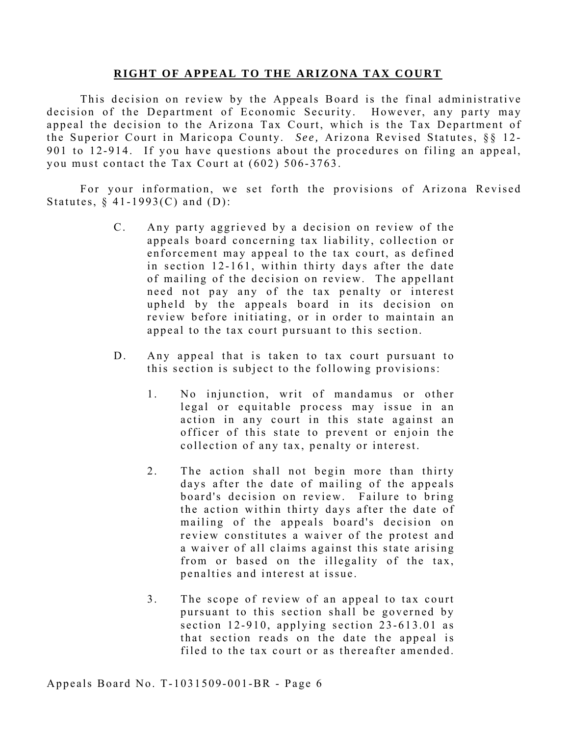## RIGHT OF APPEAL TO THE ARIZONA TAX COURT

This decision on review by the Appeals Board is the final administrative decision of the Department of Economic Security. However, any party may appeal the decision to the Arizona Tax Court, which is the Tax Department of the Superior Court in Maricopa County. *See,* Arizona Revised Statutes, §§ 12-901 to 12-914. If you have questions about the procedures on filing an appeal, you must contact the Tax Court at (602) 506-3763.

For your information, we set forth the provisions of Arizona Revised Statutes, § 41-1993(C) and (D):

> C. Any party aggrieved by a decision on review of the appeals board concerning tax liability, collection or enforcement may appeal to the tax court, as defined in section 12-161, within thirty days after the date of mailing of the decision on review. The appellant need not pay any of the tax penalty or interest upheld by the appeals board in its decision on review before initiating, or in order to maintain an appeal to the tax court pursuant to this section.
>
> D. Any appeal that is taken to tax court pursuant to this section is subject to the following provisions:
>
> 1. No injunction, writ of mandamus or other legal or equitable process may issue in an action in any court in this state against an officer of this state to prevent or enjoin the collection of any tax, penalty or interest.
>
> 2. The action shall not begin more than thirty days after the date of mailing of the appeals board's decision on review. Failure to bring the action within thirty days after the date of mailing of the appeals board's decision on review constitutes a waiver of the protest and a waiver of all claims against this state arising from or based on the illegality of the tax, penalties and interest at issue.
>
> 3. The scope of review of an appeal to tax court pursuant to this section shall be governed by section 12-910, applying section 23-613.01 as that section reads on the date the appeal is filed to the tax court or as thereafter amended.

Appeals Board No. T-1031509-001-BR - Page 6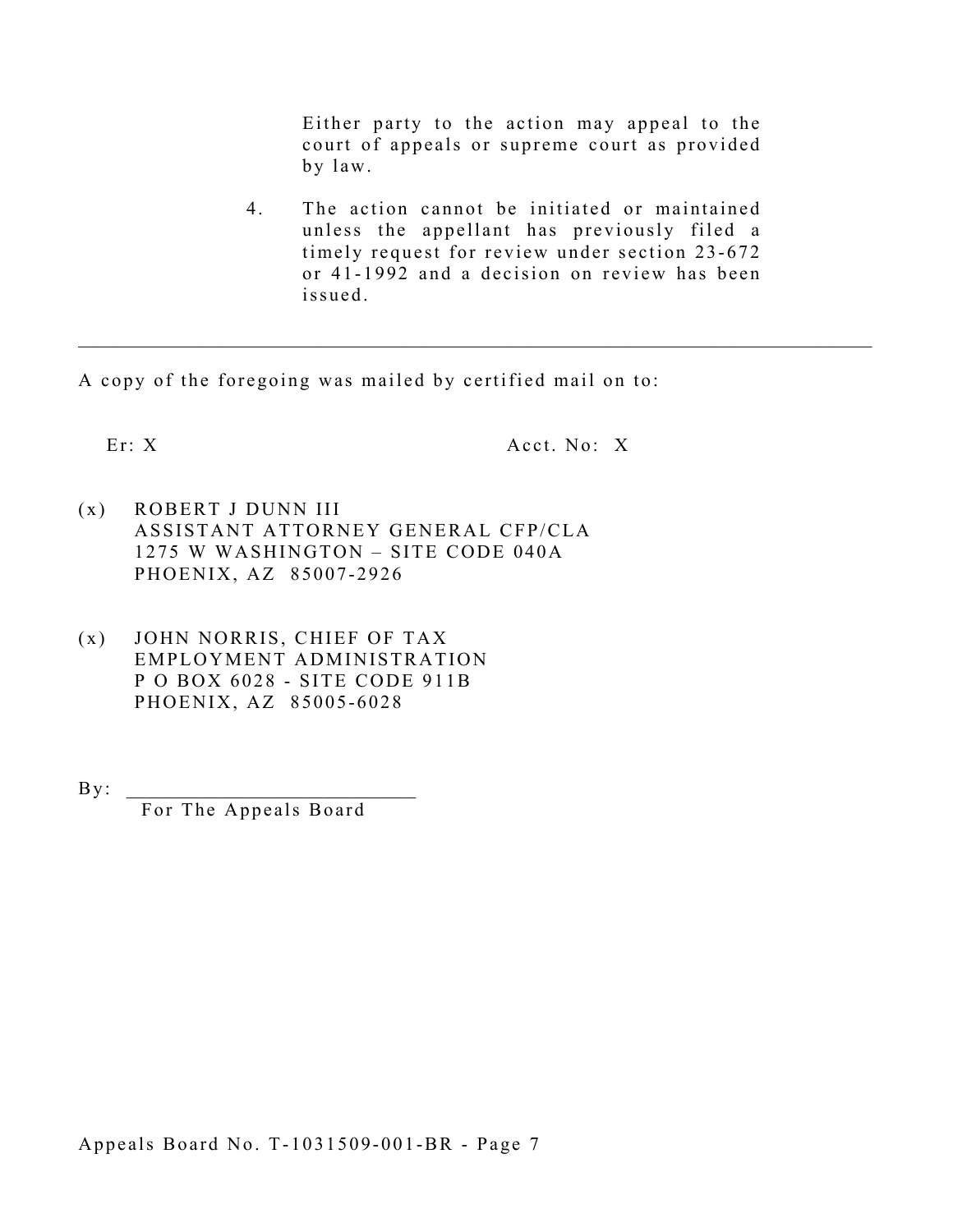Either party to the action may appeal to the court of appeals or supreme court as provided by law.

4. The action cannot be initiated or maintained unless the appellant has previously filed a timely request for review under section 23-672 or 41-1992 and a decision on review has been issued.

---

A copy of the foregoing was mailed by certified mail on to:

Er: X Acct. No: X

(x) ROBERT J DUNN III
ASSISTANT ATTORNEY GENERAL CFP/CLA
1275 W WASHINGTON – SITE CODE 040A
PHOENIX, AZ 85007-2926

(x) JOHN NORRIS, CHIEF OF TAX
EMPLOYMENT ADMINISTRATION
P O BOX 6028 - SITE CODE 911B
PHOENIX, AZ 85005-6028

By: ___________________________
For The Appeals Board

Appeals Board No. T-1031509-001-BR - Page 7